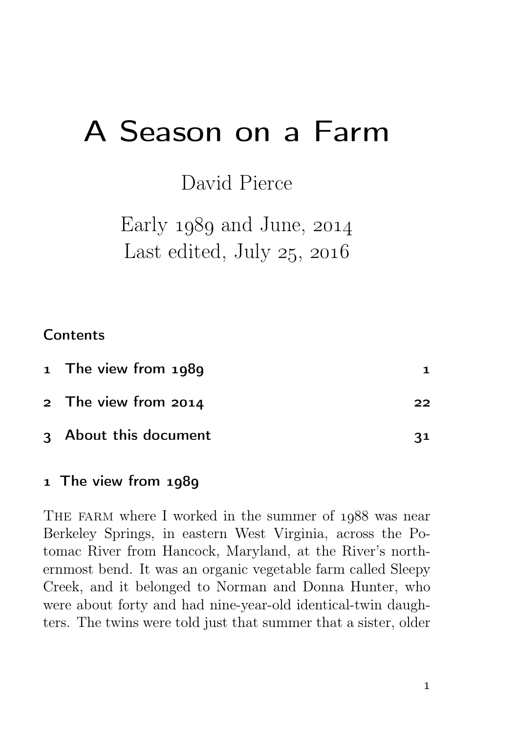# A Season on a Farm

David Pierce

Early 1989 and June, 2014
Last edited, July 25, 2016

### Contents

| | | |
|---|---|---|
| 1 | The view from 1989 | 1 |
| 2 | The view from 2014 | 22 |
| 3 | About this document | 31 |

## 1 The view from 1989

The farm where I worked in the summer of 1988 was near Berkeley Springs, in eastern West Virginia, across the Potomac River from Hancock, Maryland, at the River's northernmost bend. It was an organic vegetable farm called Sleepy Creek, and it belonged to Norman and Donna Hunter, who were about forty and had nine-year-old identical-twin daughters. The twins were told just that summer that a sister, older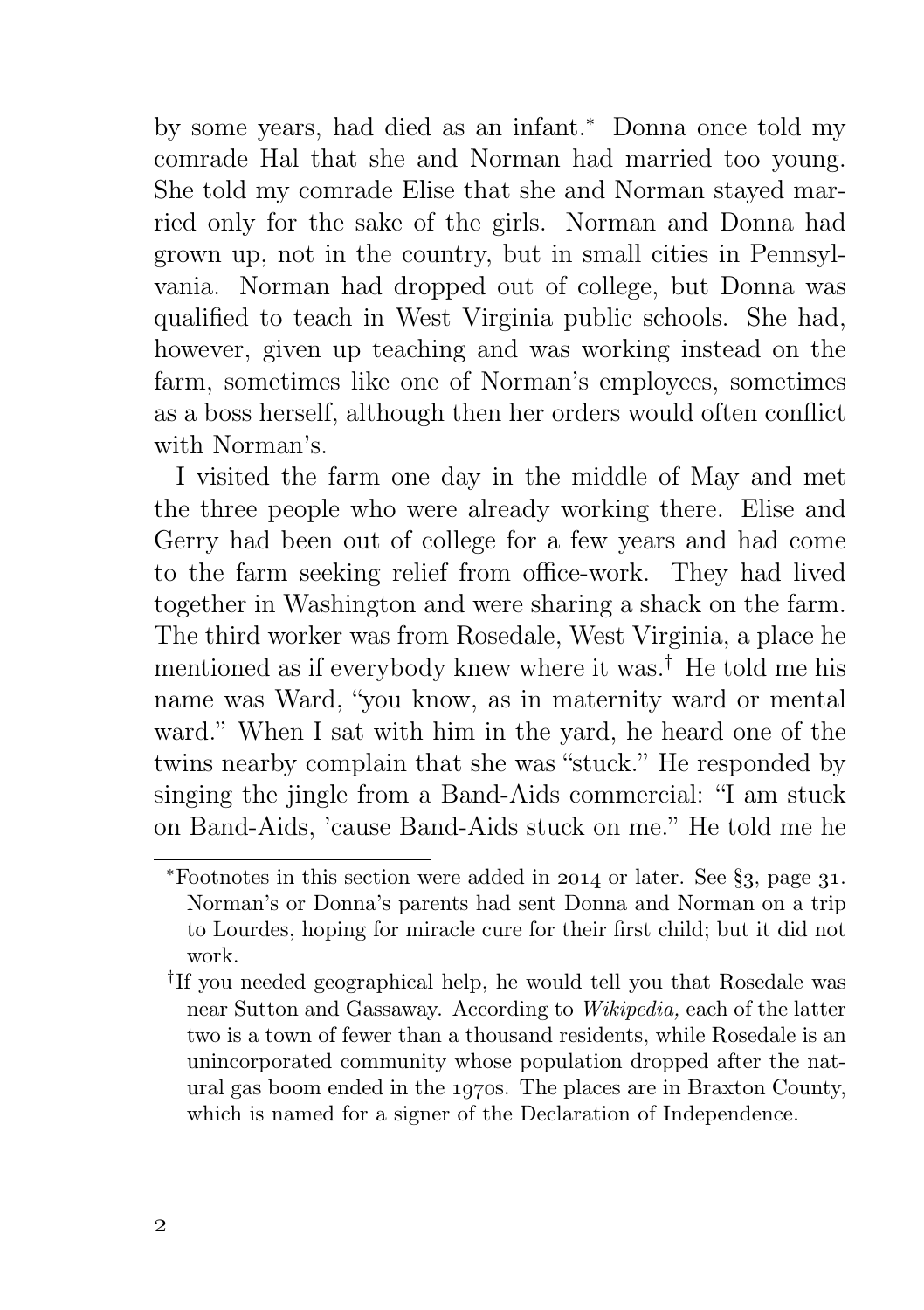by some years, had died as an infant.* Donna once told my comrade Hal that she and Norman had married too young. She told my comrade Elise that she and Norman stayed married only for the sake of the girls. Norman and Donna had grown up, not in the country, but in small cities in Pennsylvania. Norman had dropped out of college, but Donna was qualified to teach in West Virginia public schools. She had, however, given up teaching and was working instead on the farm, sometimes like one of Norman's employees, sometimes as a boss herself, although then her orders would often conflict with Norman's.

I visited the farm one day in the middle of May and met the three people who were already working there. Elise and Gerry had been out of college for a few years and had come to the farm seeking relief from office-work. They had lived together in Washington and were sharing a shack on the farm. The third worker was from Rosedale, West Virginia, a place he mentioned as if everybody knew where it was.† He told me his name was Ward, "you know, as in maternity ward or mental ward." When I sat with him in the yard, he heard one of the twins nearby complain that she was "stuck." He responded by singing the jingle from a Band-Aids commercial: "I am stuck on Band-Aids, 'cause Band-Aids stuck on me." He told me he

---

*Footnotes in this section were added in 2014 or later. See §3, page 31. Norman's or Donna's parents had sent Donna and Norman on a trip to Lourdes, hoping for miracle cure for their first child; but it did not work.

†If you needed geographical help, he would tell you that Rosedale was near Sutton and Gassaway. According to *Wikipedia,* each of the latter two is a town of fewer than a thousand residents, while Rosedale is an unincorporated community whose population dropped after the natural gas boom ended in the 1970s. The places are in Braxton County, which is named for a signer of the Declaration of Independence.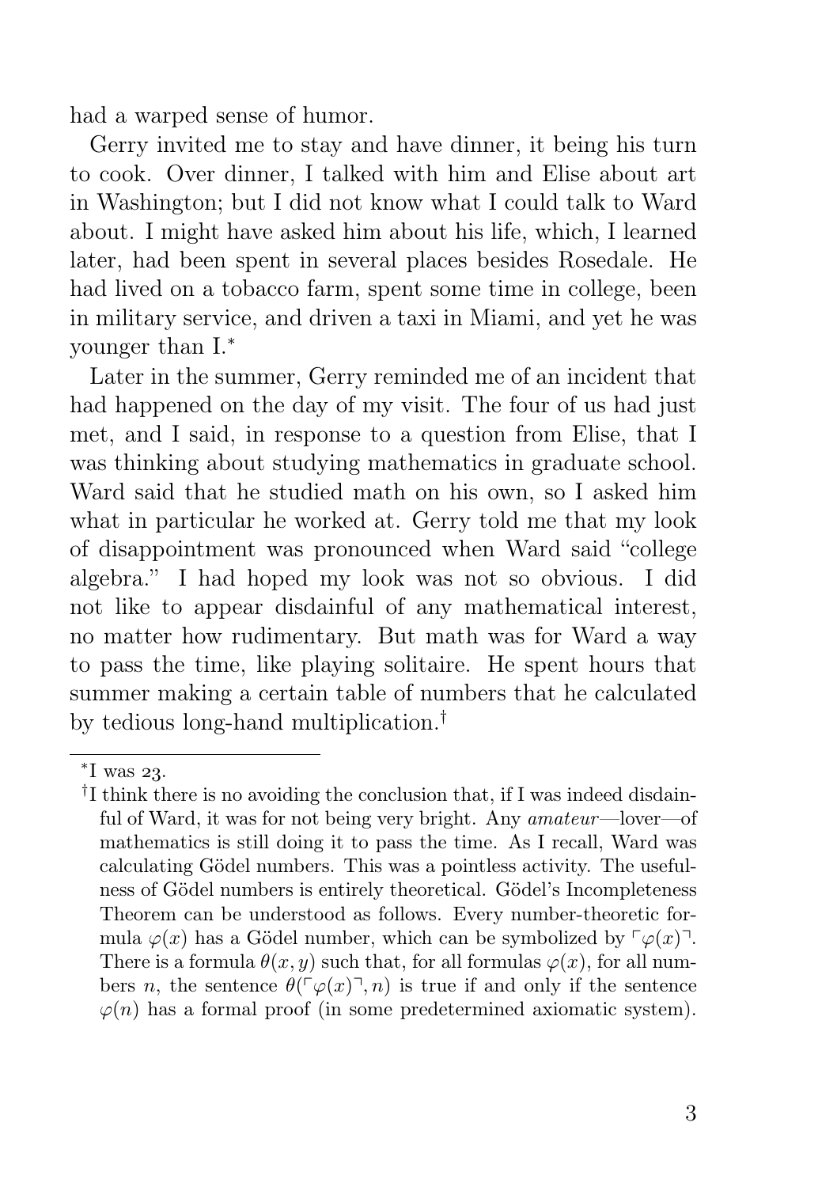had a warped sense of humor.

Gerry invited me to stay and have dinner, it being his turn to cook. Over dinner, I talked with him and Elise about art in Washington; but I did not know what I could talk to Ward about. I might have asked him about his life, which, I learned later, had been spent in several places besides Rosedale. He had lived on a tobacco farm, spent some time in college, been in military service, and driven a taxi in Miami, and yet he was younger than I.[*]

Later in the summer, Gerry reminded me of an incident that had happened on the day of my visit. The four of us had just met, and I said, in response to a question from Elise, that I was thinking about studying mathematics in graduate school. Ward said that he studied math on his own, so I asked him what in particular he worked at. Gerry told me that my look of disappointment was pronounced when Ward said "college algebra." I had hoped my look was not so obvious. I did not like to appear disdainful of any mathematical interest, no matter how rudimentary. But math was for Ward a way to pass the time, like playing solitaire. He spent hours that summer making a certain table of numbers that he calculated by tedious long-hand multiplication.[†]

---

[*] I was 23.

[†] I think there is no avoiding the conclusion that, if I was indeed disdainful of Ward, it was for not being very bright. Any *amateur*—lover—of mathematics is still doing it to pass the time. As I recall, Ward was calculating Gödel numbers. This was a pointless activity. The usefulness of Gödel numbers is entirely theoretical. Gödel's Incompleteness Theorem can be understood as follows. Every number-theoretic formula $\varphi(x)$ has a Gödel number, which can be symbolized by $\ulcorner\varphi(x)\urcorner$. There is a formula $\theta(x, y)$ such that, for all formulas $\varphi(x)$, for all numbers $n$, the sentence $\theta(\ulcorner\varphi(x)\urcorner, n)$ is true if and only if the sentence $\varphi(n)$ has a formal proof (in some predetermined axiomatic system).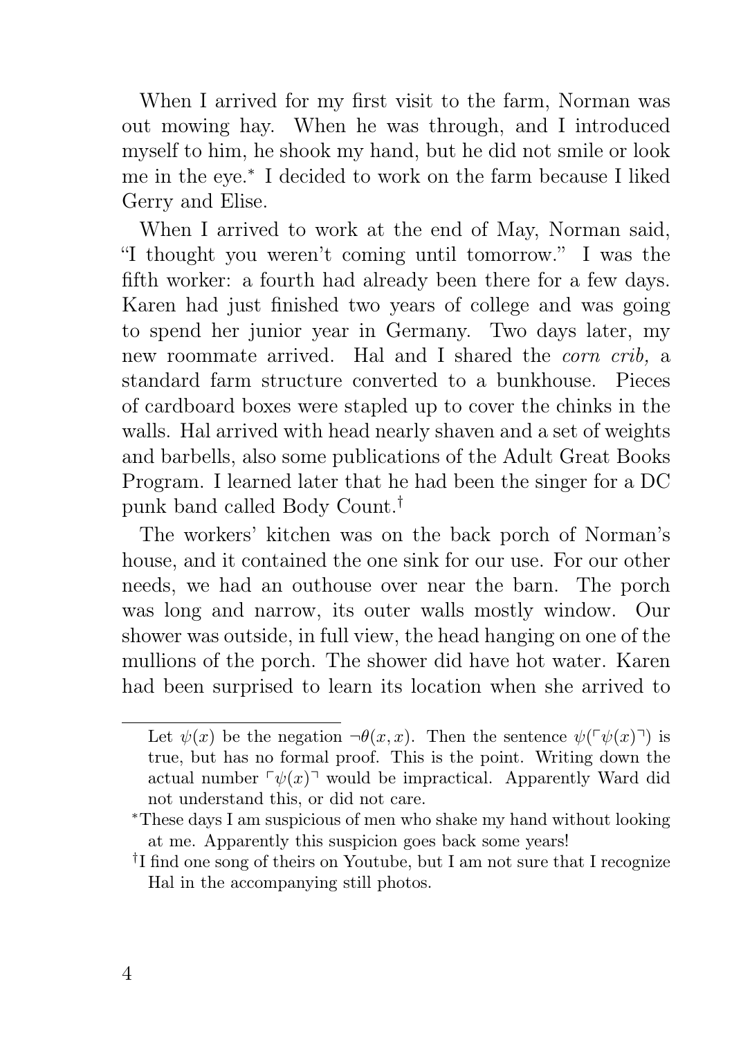When I arrived for my first visit to the farm, Norman was out mowing hay. When he was through, and I introduced myself to him, he shook my hand, but he did not smile or look me in the eye.* I decided to work on the farm because I liked Gerry and Elise.

When I arrived to work at the end of May, Norman said, "I thought you weren't coming until tomorrow." I was the fifth worker: a fourth had already been there for a few days. Karen had just finished two years of college and was going to spend her junior year in Germany. Two days later, my new roommate arrived. Hal and I shared the *corn crib,* a standard farm structure converted to a bunkhouse. Pieces of cardboard boxes were stapled up to cover the chinks in the walls. Hal arrived with head nearly shaven and a set of weights and barbells, also some publications of the Adult Great Books Program. I learned later that he had been the singer for a DC punk band called Body Count.†

The workers' kitchen was on the back porch of Norman's house, and it contained the one sink for our use. For our other needs, we had an outhouse over near the barn. The porch was long and narrow, its outer walls mostly window. Our shower was outside, in full view, the head hanging on one of the mullions of the porch. The shower did have hot water. Karen had been surprised to learn its location when she arrived to

---

Let $\psi(x)$ be the negation $\neg\theta(x, x)$. Then the sentence $\psi(\ulcorner\psi(x)\urcorner)$ is true, but has no formal proof. This is the point. Writing down the actual number $\ulcorner\psi(x)\urcorner$ would be impractical. Apparently Ward did not understand this, or did not care.

*These days I am suspicious of men who shake my hand without looking at me. Apparently this suspicion goes back some years!

†I find one song of theirs on Youtube, but I am not sure that I recognize Hal in the accompanying still photos.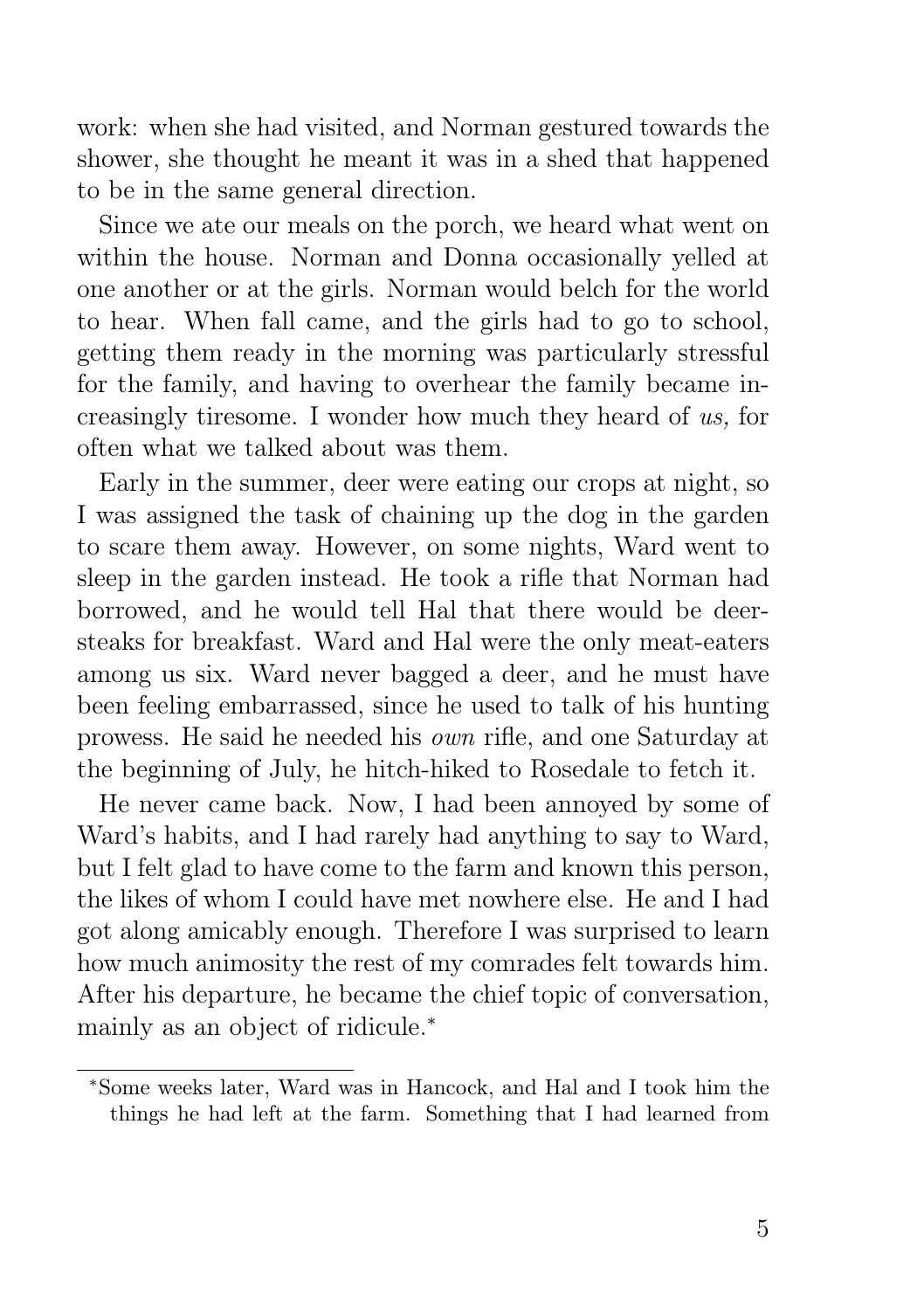work: when she had visited, and Norman gestured towards the shower, she thought he meant it was in a shed that happened to be in the same general direction.

Since we ate our meals on the porch, we heard what went on within the house. Norman and Donna occasionally yelled at one another or at the girls. Norman would belch for the world to hear. When fall came, and the girls had to go to school, getting them ready in the morning was particularly stressful for the family, and having to overhear the family became increasingly tiresome. I wonder how much they heard of *us,* for often what we talked about was them.

Early in the summer, deer were eating our crops at night, so I was assigned the task of chaining up the dog in the garden to scare them away. However, on some nights, Ward went to sleep in the garden instead. He took a rifle that Norman had borrowed, and he would tell Hal that there would be deer-steaks for breakfast. Ward and Hal were the only meat-eaters among us six. Ward never bagged a deer, and he must have been feeling embarrassed, since he used to talk of his hunting prowess. He said he needed his *own* rifle, and one Saturday at the beginning of July, he hitch-hiked to Rosedale to fetch it.

He never came back. Now, I had been annoyed by some of Ward's habits, and I had rarely had anything to say to Ward, but I felt glad to have come to the farm and known this person, the likes of whom I could have met nowhere else. He and I had got along amicably enough. Therefore I was surprised to learn how much animosity the rest of my comrades felt towards him. After his departure, he became the chief topic of conversation, mainly as an object of ridicule.*

---

*Some weeks later, Ward was in Hancock, and Hal and I took him the things he had left at the farm. Something that I had learned from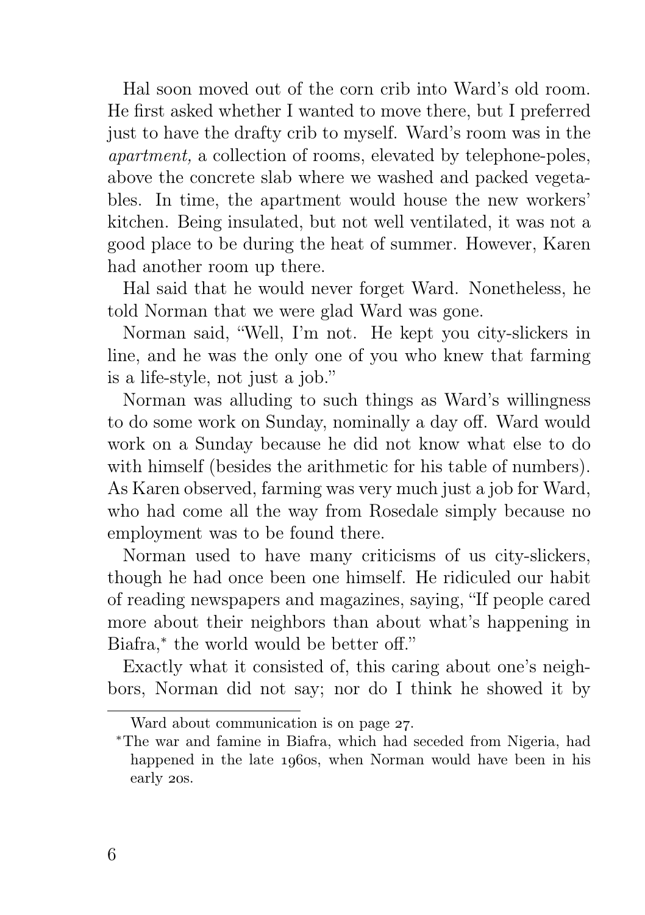Hal soon moved out of the corn crib into Ward's old room. He first asked whether I wanted to move there, but I preferred just to have the drafty crib to myself. Ward's room was in the *apartment,* a collection of rooms, elevated by telephone-poles, above the concrete slab where we washed and packed vegetables. In time, the apartment would house the new workers' kitchen. Being insulated, but not well ventilated, it was not a good place to be during the heat of summer. However, Karen had another room up there.

Hal said that he would never forget Ward. Nonetheless, he told Norman that we were glad Ward was gone.

Norman said, "Well, I'm not. He kept you city-slickers in line, and he was the only one of you who knew that farming is a life-style, not just a job."

Norman was alluding to such things as Ward's willingness to do some work on Sunday, nominally a day off. Ward would work on a Sunday because he did not know what else to do with himself (besides the arithmetic for his table of numbers). As Karen observed, farming was very much just a job for Ward, who had come all the way from Rosedale simply because no employment was to be found there.

Norman used to have many criticisms of us city-slickers, though he had once been one himself. He ridiculed our habit of reading newspapers and magazines, saying, "If people cared more about their neighbors than about what's happening in Biafra,* the world would be better off."

Exactly what it consisted of, this caring about one's neighbors, Norman did not say; nor do I think he showed it by

---

Ward about communication is on page 27.

*The war and famine in Biafra, which had seceded from Nigeria, had happened in the late 1960s, when Norman would have been in his early 20s.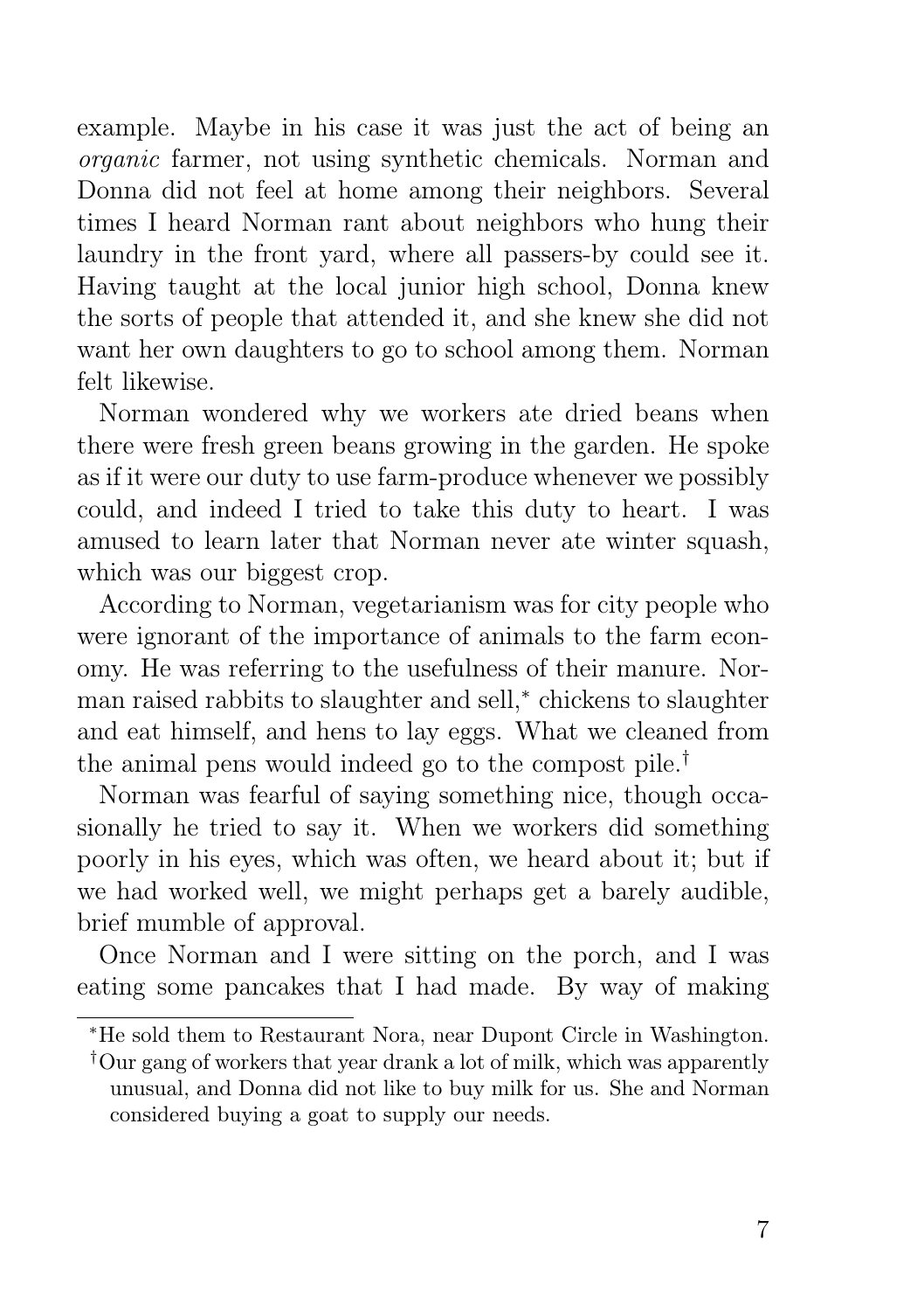example. Maybe in his case it was just the act of being an *organic* farmer, not using synthetic chemicals. Norman and Donna did not feel at home among their neighbors. Several times I heard Norman rant about neighbors who hung their laundry in the front yard, where all passers-by could see it. Having taught at the local junior high school, Donna knew the sorts of people that attended it, and she knew she did not want her own daughters to go to school among them. Norman felt likewise.

Norman wondered why we workers ate dried beans when there were fresh green beans growing in the garden. He spoke as if it were our duty to use farm-produce whenever we possibly could, and indeed I tried to take this duty to heart. I was amused to learn later that Norman never ate winter squash, which was our biggest crop.

According to Norman, vegetarianism was for city people who were ignorant of the importance of animals to the farm economy. He was referring to the usefulness of their manure. Norman raised rabbits to slaughter and sell,* chickens to slaughter and eat himself, and hens to lay eggs. What we cleaned from the animal pens would indeed go to the compost pile.†

Norman was fearful of saying something nice, though occasionally he tried to say it. When we workers did something poorly in his eyes, which was often, we heard about it; but if we had worked well, we might perhaps get a barely audible, brief mumble of approval.

Once Norman and I were sitting on the porch, and I was eating some pancakes that I had made. By way of making

---

*He sold them to Restaurant Nora, near Dupont Circle in Washington.

†Our gang of workers that year drank a lot of milk, which was apparently unusual, and Donna did not like to buy milk for us. She and Norman considered buying a goat to supply our needs.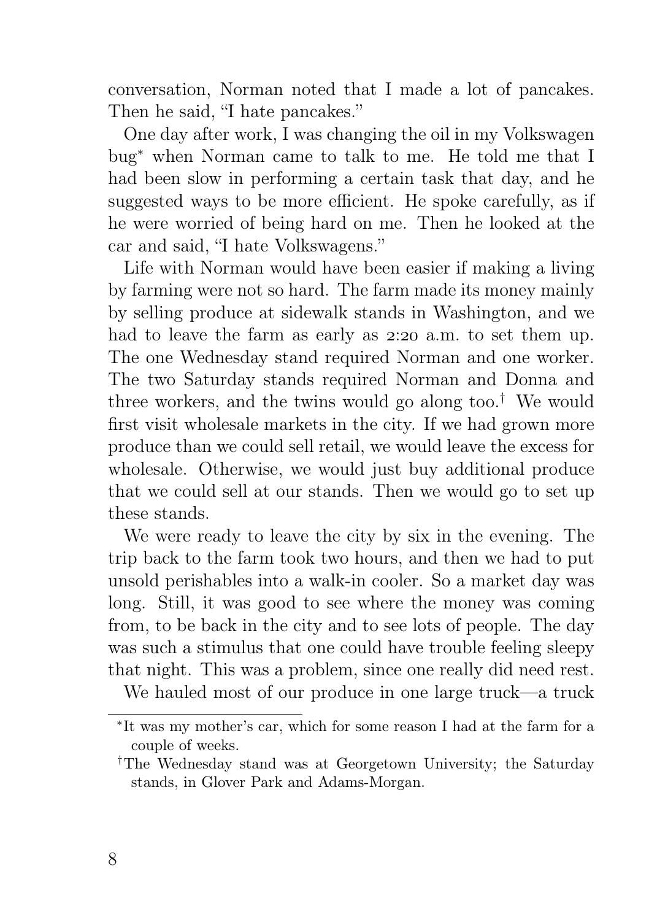conversation, Norman noted that I made a lot of pancakes. Then he said, "I hate pancakes."

One day after work, I was changing the oil in my Volkswagen bug* when Norman came to talk to me. He told me that I had been slow in performing a certain task that day, and he suggested ways to be more efficient. He spoke carefully, as if he were worried of being hard on me. Then he looked at the car and said, "I hate Volkswagens."

Life with Norman would have been easier if making a living by farming were not so hard. The farm made its money mainly by selling produce at sidewalk stands in Washington, and we had to leave the farm as early as 2:20 a.m. to set them up. The one Wednesday stand required Norman and one worker. The two Saturday stands required Norman and Donna and three workers, and the twins would go along too.† We would first visit wholesale markets in the city. If we had grown more produce than we could sell retail, we would leave the excess for wholesale. Otherwise, we would just buy additional produce that we could sell at our stands. Then we would go to set up these stands.

We were ready to leave the city by six in the evening. The trip back to the farm took two hours, and then we had to put unsold perishables into a walk-in cooler. So a market day was long. Still, it was good to see where the money was coming from, to be back in the city and to see lots of people. The day was such a stimulus that one could have trouble feeling sleepy that night. This was a problem, since one really did need rest.

We hauled most of our produce in one large truck—a truck

---

*It was my mother's car, which for some reason I had at the farm for a couple of weeks.

†The Wednesday stand was at Georgetown University; the Saturday stands, in Glover Park and Adams-Morgan.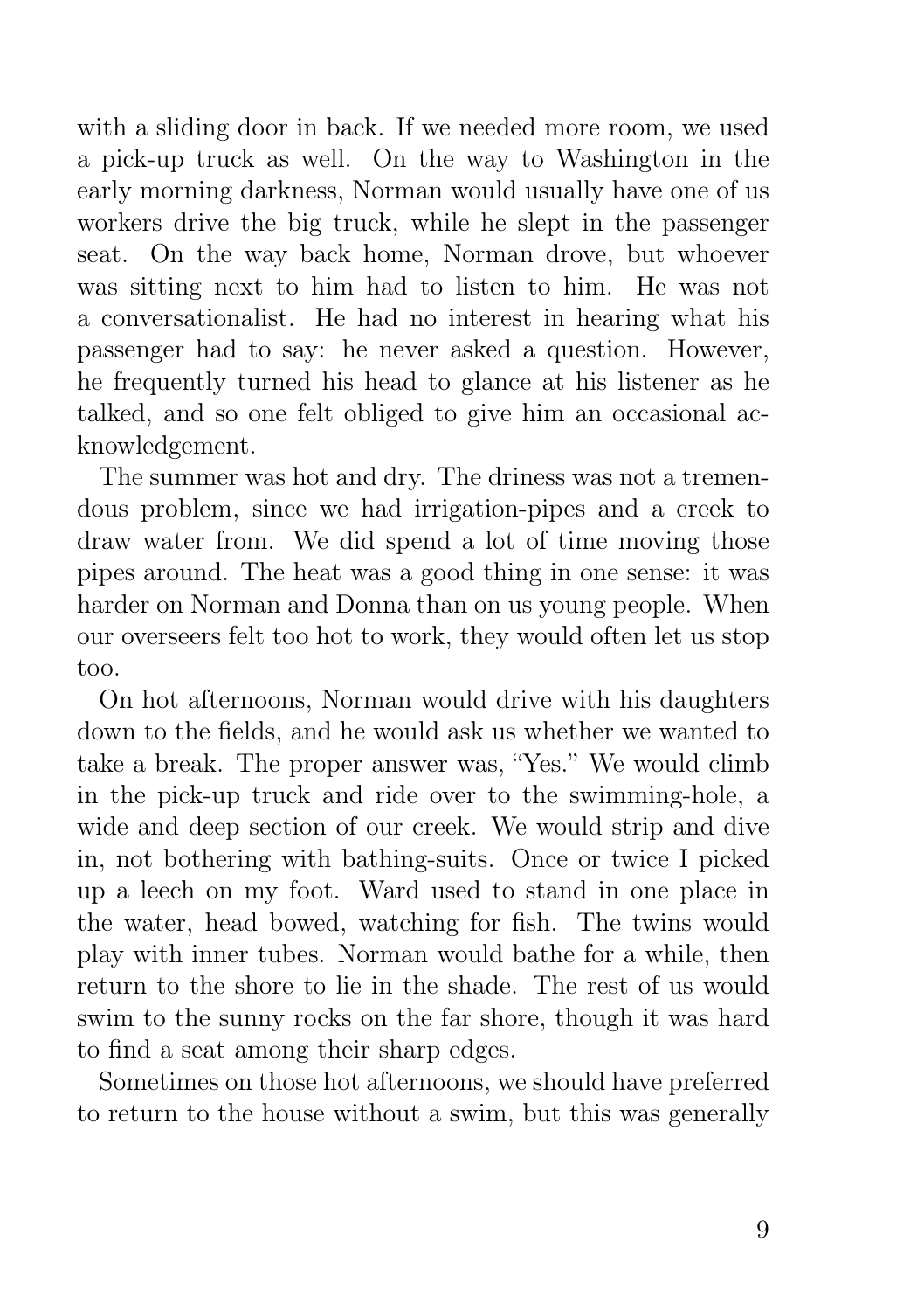with a sliding door in back. If we needed more room, we used a pick-up truck as well. On the way to Washington in the early morning darkness, Norman would usually have one of us workers drive the big truck, while he slept in the passenger seat. On the way back home, Norman drove, but whoever was sitting next to him had to listen to him. He was not a conversationalist. He had no interest in hearing what his passenger had to say: he never asked a question. However, he frequently turned his head to glance at his listener as he talked, and so one felt obliged to give him an occasional acknowledgement.

The summer was hot and dry. The driness was not a tremendous problem, since we had irrigation-pipes and a creek to draw water from. We did spend a lot of time moving those pipes around. The heat was a good thing in one sense: it was harder on Norman and Donna than on us young people. When our overseers felt too hot to work, they would often let us stop too.

On hot afternoons, Norman would drive with his daughters down to the fields, and he would ask us whether we wanted to take a break. The proper answer was, "Yes." We would climb in the pick-up truck and ride over to the swimming-hole, a wide and deep section of our creek. We would strip and dive in, not bothering with bathing-suits. Once or twice I picked up a leech on my foot. Ward used to stand in one place in the water, head bowed, watching for fish. The twins would play with inner tubes. Norman would bathe for a while, then return to the shore to lie in the shade. The rest of us would swim to the sunny rocks on the far shore, though it was hard to find a seat among their sharp edges.

Sometimes on those hot afternoons, we should have preferred to return to the house without a swim, but this was generally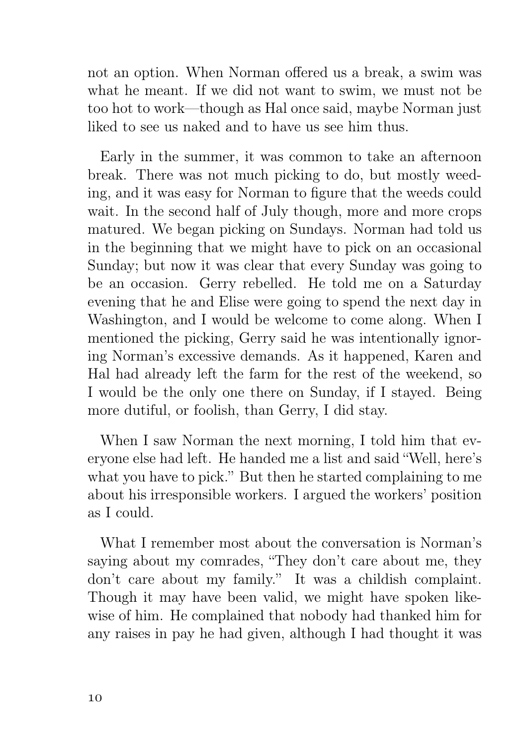not an option. When Norman offered us a break, a swim was what he meant. If we did not want to swim, we must not be too hot to work—though as Hal once said, maybe Norman just liked to see us naked and to have us see him thus.

Early in the summer, it was common to take an afternoon break. There was not much picking to do, but mostly weeding, and it was easy for Norman to figure that the weeds could wait. In the second half of July though, more and more crops matured. We began picking on Sundays. Norman had told us in the beginning that we might have to pick on an occasional Sunday; but now it was clear that every Sunday was going to be an occasion. Gerry rebelled. He told me on a Saturday evening that he and Elise were going to spend the next day in Washington, and I would be welcome to come along. When I mentioned the picking, Gerry said he was intentionally ignoring Norman's excessive demands. As it happened, Karen and Hal had already left the farm for the rest of the weekend, so I would be the only one there on Sunday, if I stayed. Being more dutiful, or foolish, than Gerry, I did stay.

When I saw Norman the next morning, I told him that everyone else had left. He handed me a list and said "Well, here's what you have to pick." But then he started complaining to me about his irresponsible workers. I argued the workers' position as I could.

What I remember most about the conversation is Norman's saying about my comrades, "They don't care about me, they don't care about my family." It was a childish complaint. Though it may have been valid, we might have spoken likewise of him. He complained that nobody had thanked him for any raises in pay he had given, although I had thought it was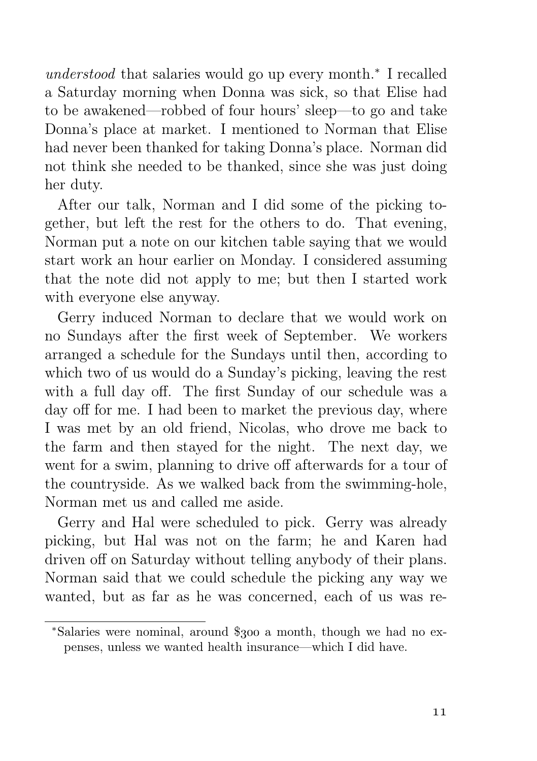*understood* that salaries would go up every month.* I recalled a Saturday morning when Donna was sick, so that Elise had to be awakened—robbed of four hours' sleep—to go and take Donna's place at market. I mentioned to Norman that Elise had never been thanked for taking Donna's place. Norman did not think she needed to be thanked, since she was just doing her duty.

After our talk, Norman and I did some of the picking together, but left the rest for the others to do. That evening, Norman put a note on our kitchen table saying that we would start work an hour earlier on Monday. I considered assuming that the note did not apply to me; but then I started work with everyone else anyway.

Gerry induced Norman to declare that we would work on no Sundays after the first week of September. We workers arranged a schedule for the Sundays until then, according to which two of us would do a Sunday's picking, leaving the rest with a full day off. The first Sunday of our schedule was a day off for me. I had been to market the previous day, where I was met by an old friend, Nicolas, who drove me back to the farm and then stayed for the night. The next day, we went for a swim, planning to drive off afterwards for a tour of the countryside. As we walked back from the swimming-hole, Norman met us and called me aside.

Gerry and Hal were scheduled to pick. Gerry was already picking, but Hal was not on the farm; he and Karen had driven off on Saturday without telling anybody of their plans. Norman said that we could schedule the picking any way we wanted, but as far as he was concerned, each of us was re-

---

*Salaries were nominal, around $300 a month, though we had no expenses, unless we wanted health insurance—which I did have.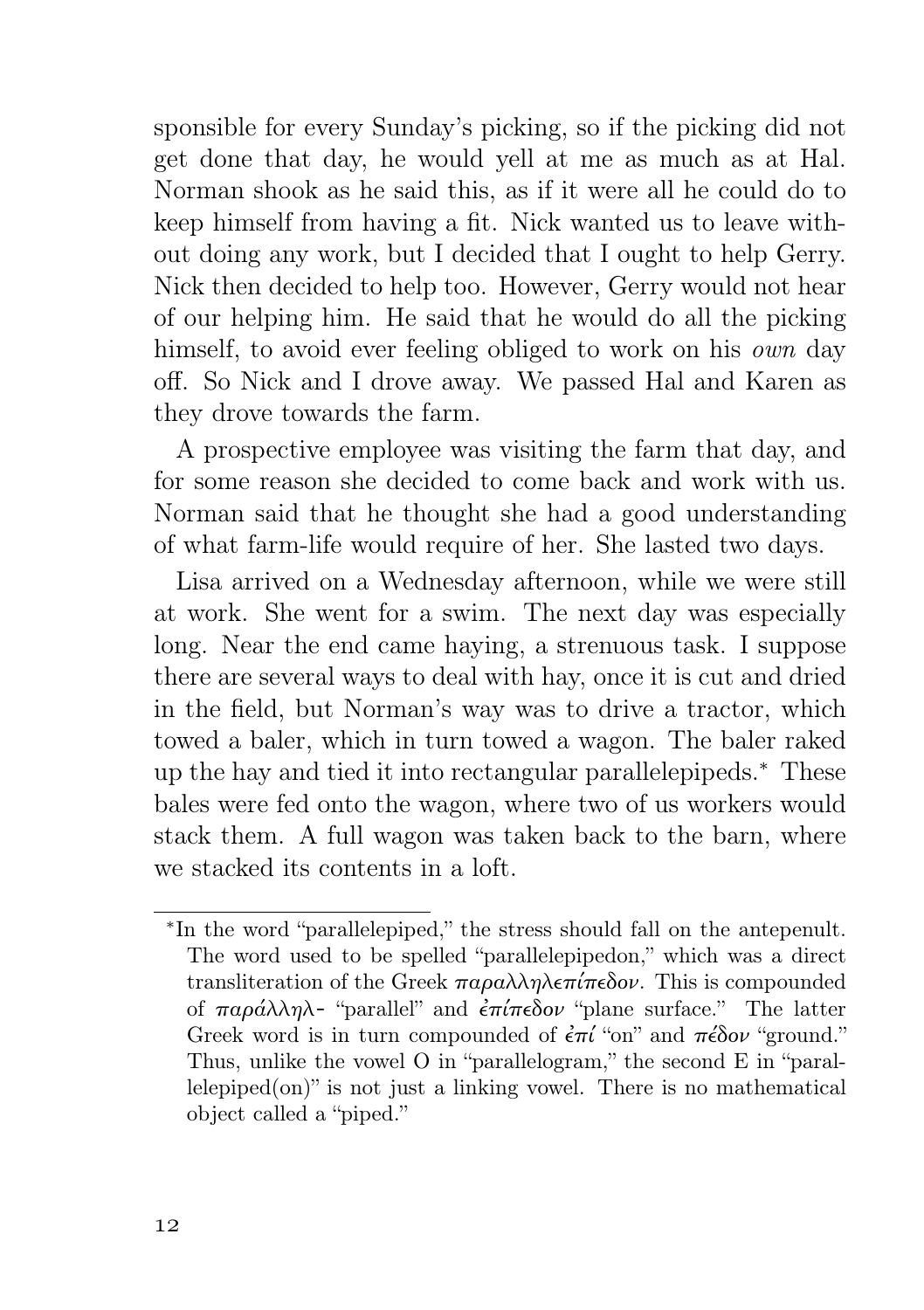sponsible for every Sunday's picking, so if the picking did not get done that day, he would yell at me as much as at Hal. Norman shook as he said this, as if it were all he could do to keep himself from having a fit. Nick wanted us to leave without doing any work, but I decided that I ought to help Gerry. Nick then decided to help too. However, Gerry would not hear of our helping him. He said that he would do all the picking himself, to avoid ever feeling obliged to work on his *own* day off. So Nick and I drove away. We passed Hal and Karen as they drove towards the farm.

A prospective employee was visiting the farm that day, and for some reason she decided to come back and work with us. Norman said that he thought she had a good understanding of what farm-life would require of her. She lasted two days.

Lisa arrived on a Wednesday afternoon, while we were still at work. She went for a swim. The next day was especially long. Near the end came haying, a strenuous task. I suppose there are several ways to deal with hay, once it is cut and dried in the field, but Norman's way was to drive a tractor, which towed a baler, which in turn towed a wagon. The baler raked up the hay and tied it into rectangular parallelepipeds.* These bales were fed onto the wagon, where two of us workers would stack them. A full wagon was taken back to the barn, where we stacked its contents in a loft.

---

*In the word "parallelepiped," the stress should fall on the antepenult. The word used to be spelled "parallelepipedon," which was a direct transliteration of the Greek παραλληλεπίπεδον. This is compounded of παράλληλ- "parallel" and ἐπίπεδον "plane surface." The latter Greek word is in turn compounded of ἐπί "on" and πέδον "ground." Thus, unlike the vowel O in "parallelogram," the second E in "parallelepiped(on)" is not just a linking vowel. There is no mathematical object called a "piped."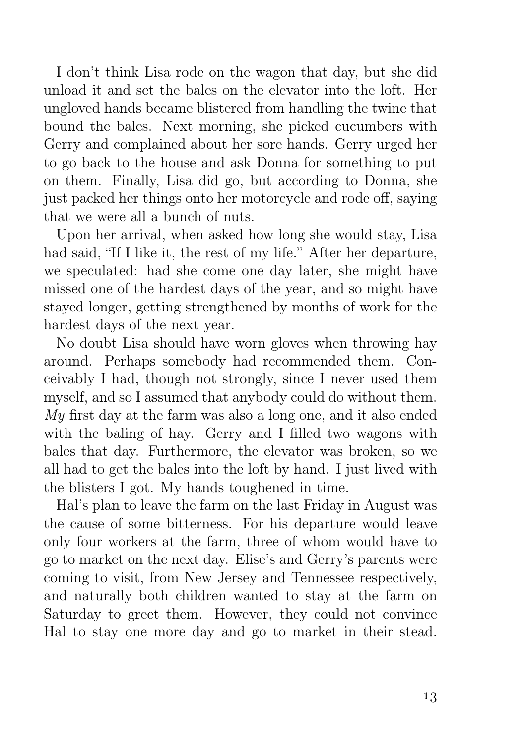I don't think Lisa rode on the wagon that day, but she did unload it and set the bales on the elevator into the loft. Her ungloved hands became blistered from handling the twine that bound the bales. Next morning, she picked cucumbers with Gerry and complained about her sore hands. Gerry urged her to go back to the house and ask Donna for something to put on them. Finally, Lisa did go, but according to Donna, she just packed her things onto her motorcycle and rode off, saying that we were all a bunch of nuts.

Upon her arrival, when asked how long she would stay, Lisa had said, "If I like it, the rest of my life." After her departure, we speculated: had she come one day later, she might have missed one of the hardest days of the year, and so might have stayed longer, getting strengthened by months of work for the hardest days of the next year.

No doubt Lisa should have worn gloves when throwing hay around. Perhaps somebody had recommended them. Conceivably I had, though not strongly, since I never used them myself, and so I assumed that anybody could do without them. *My* first day at the farm was also a long one, and it also ended with the baling of hay. Gerry and I filled two wagons with bales that day. Furthermore, the elevator was broken, so we all had to get the bales into the loft by hand. I just lived with the blisters I got. My hands toughened in time.

Hal's plan to leave the farm on the last Friday in August was the cause of some bitterness. For his departure would leave only four workers at the farm, three of whom would have to go to market on the next day. Elise's and Gerry's parents were coming to visit, from New Jersey and Tennessee respectively, and naturally both children wanted to stay at the farm on Saturday to greet them. However, they could not convince Hal to stay one more day and go to market in their stead.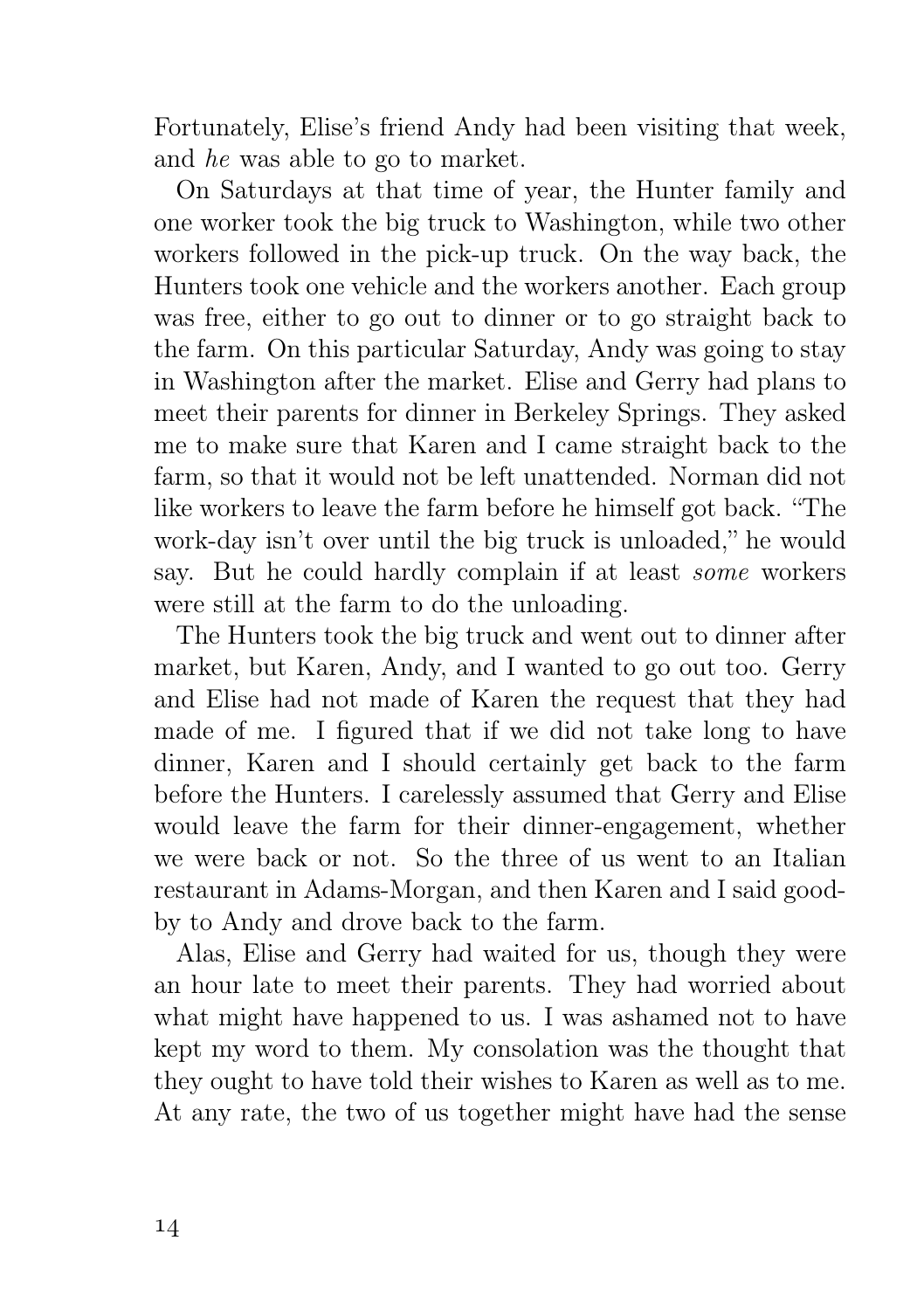Fortunately, Elise's friend Andy had been visiting that week, and *he* was able to go to market.

On Saturdays at that time of year, the Hunter family and one worker took the big truck to Washington, while two other workers followed in the pick-up truck. On the way back, the Hunters took one vehicle and the workers another. Each group was free, either to go out to dinner or to go straight back to the farm. On this particular Saturday, Andy was going to stay in Washington after the market. Elise and Gerry had plans to meet their parents for dinner in Berkeley Springs. They asked me to make sure that Karen and I came straight back to the farm, so that it would not be left unattended. Norman did not like workers to leave the farm before he himself got back. "The work-day isn't over until the big truck is unloaded," he would say. But he could hardly complain if at least *some* workers were still at the farm to do the unloading.

The Hunters took the big truck and went out to dinner after market, but Karen, Andy, and I wanted to go out too. Gerry and Elise had not made of Karen the request that they had made of me. I figured that if we did not take long to have dinner, Karen and I should certainly get back to the farm before the Hunters. I carelessly assumed that Gerry and Elise would leave the farm for their dinner-engagement, whether we were back or not. So the three of us went to an Italian restaurant in Adams-Morgan, and then Karen and I said good-by to Andy and drove back to the farm.

Alas, Elise and Gerry had waited for us, though they were an hour late to meet their parents. They had worried about what might have happened to us. I was ashamed not to have kept my word to them. My consolation was the thought that they ought to have told their wishes to Karen as well as to me. At any rate, the two of us together might have had the sense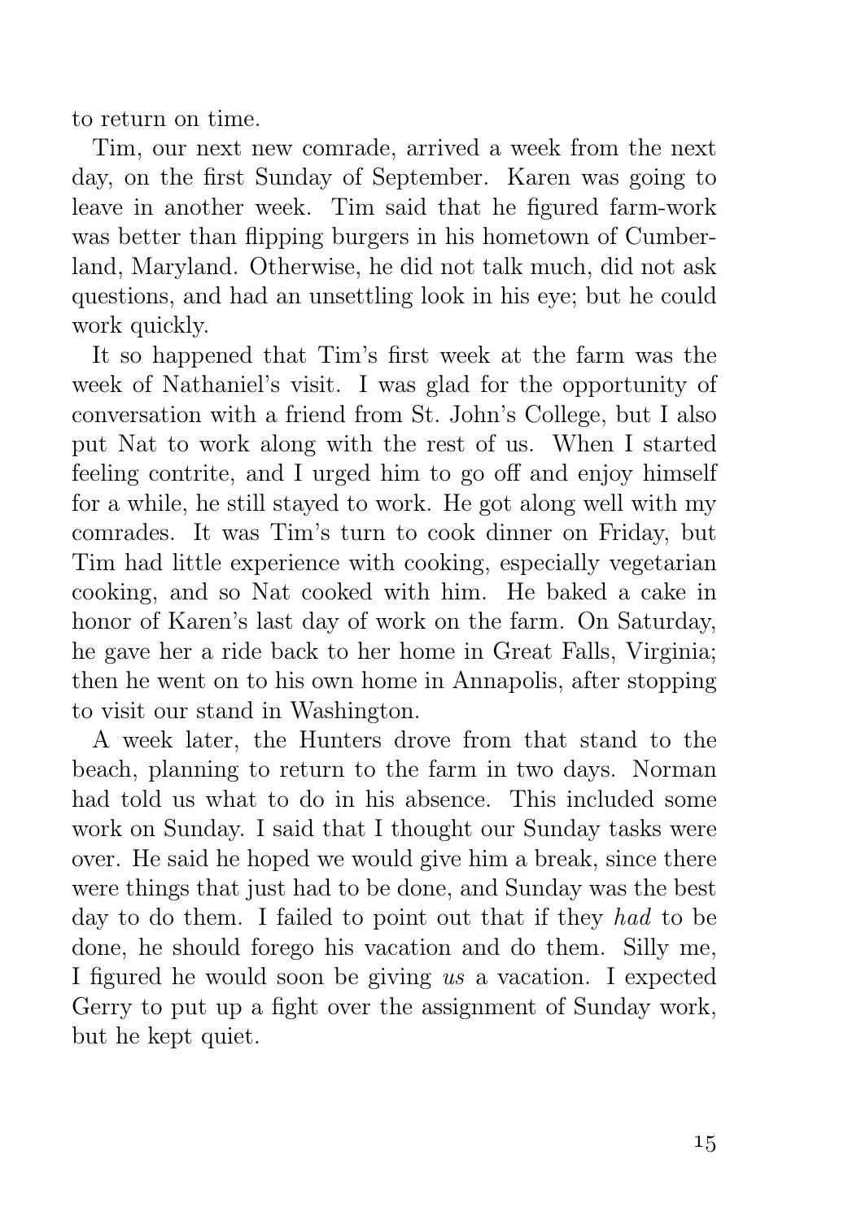to return on time.

Tim, our next new comrade, arrived a week from the next day, on the first Sunday of September. Karen was going to leave in another week. Tim said that he figured farm-work was better than flipping burgers in his hometown of Cumberland, Maryland. Otherwise, he did not talk much, did not ask questions, and had an unsettling look in his eye; but he could work quickly.

It so happened that Tim's first week at the farm was the week of Nathaniel's visit. I was glad for the opportunity of conversation with a friend from St. John's College, but I also put Nat to work along with the rest of us. When I started feeling contrite, and I urged him to go off and enjoy himself for a while, he still stayed to work. He got along well with my comrades. It was Tim's turn to cook dinner on Friday, but Tim had little experience with cooking, especially vegetarian cooking, and so Nat cooked with him. He baked a cake in honor of Karen's last day of work on the farm. On Saturday, he gave her a ride back to her home in Great Falls, Virginia; then he went on to his own home in Annapolis, after stopping to visit our stand in Washington.

A week later, the Hunters drove from that stand to the beach, planning to return to the farm in two days. Norman had told us what to do in his absence. This included some work on Sunday. I said that I thought our Sunday tasks were over. He said he hoped we would give him a break, since there were things that just had to be done, and Sunday was the best day to do them. I failed to point out that if they *had* to be done, he should forego his vacation and do them. Silly me, I figured he would soon be giving *us* a vacation. I expected Gerry to put up a fight over the assignment of Sunday work, but he kept quiet.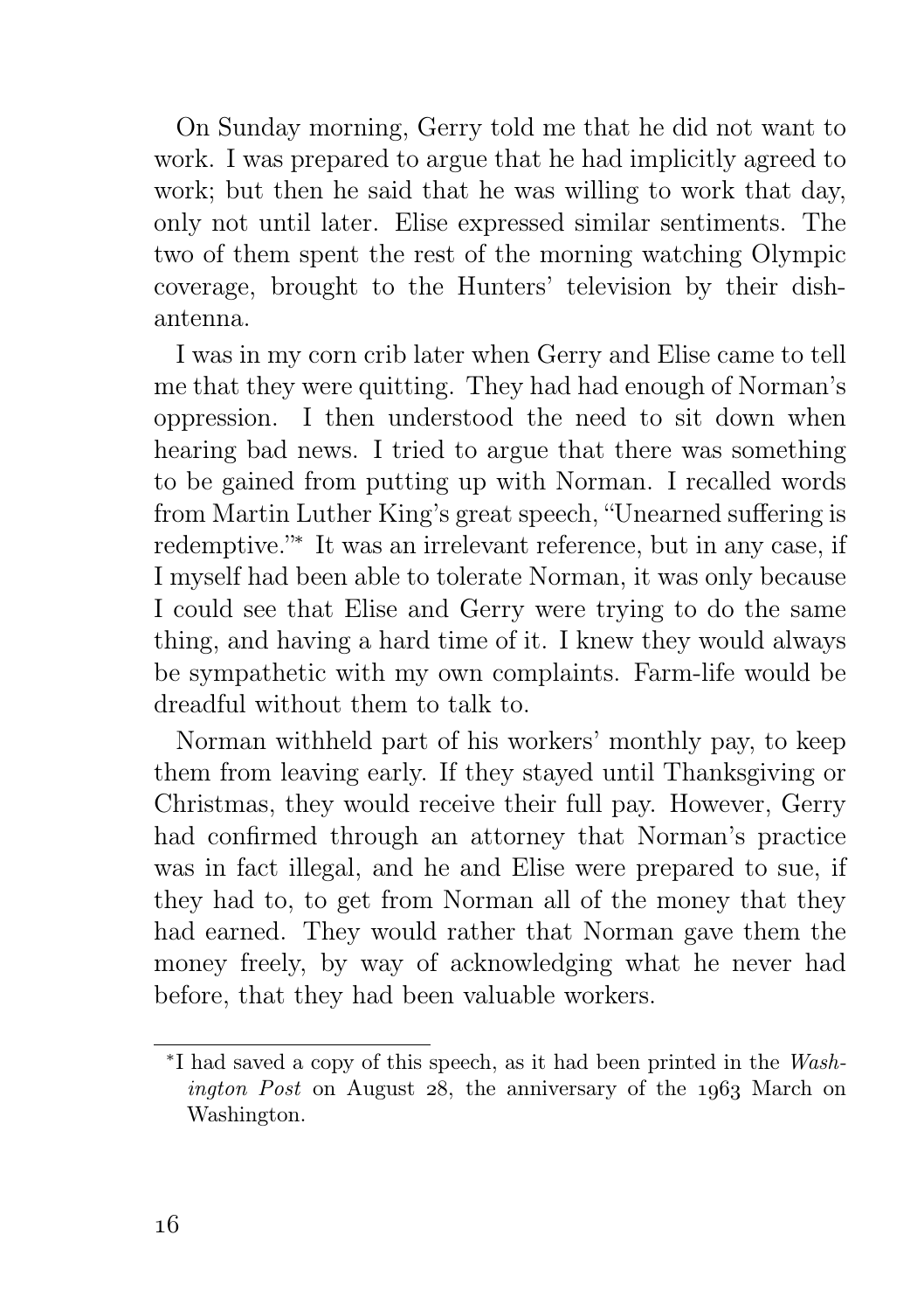On Sunday morning, Gerry told me that he did not want to work. I was prepared to argue that he had implicitly agreed to work; but then he said that he was willing to work that day, only not until later. Elise expressed similar sentiments. The two of them spent the rest of the morning watching Olympic coverage, brought to the Hunters' television by their dish-antenna.

I was in my corn crib later when Gerry and Elise came to tell me that they were quitting. They had had enough of Norman's oppression. I then understood the need to sit down when hearing bad news. I tried to argue that there was something to be gained from putting up with Norman. I recalled words from Martin Luther King's great speech, "Unearned suffering is redemptive."* It was an irrelevant reference, but in any case, if I myself had been able to tolerate Norman, it was only because I could see that Elise and Gerry were trying to do the same thing, and having a hard time of it. I knew they would always be sympathetic with my own complaints. Farm-life would be dreadful without them to talk to.

Norman withheld part of his workers' monthly pay, to keep them from leaving early. If they stayed until Thanksgiving or Christmas, they would receive their full pay. However, Gerry had confirmed through an attorney that Norman's practice was in fact illegal, and he and Elise were prepared to sue, if they had to, to get from Norman all of the money that they had earned. They would rather that Norman gave them the money freely, by way of acknowledging what he never had before, that they had been valuable workers.

---

*I had saved a copy of this speech, as it had been printed in the *Washington Post* on August 28, the anniversary of the 1963 March on Washington.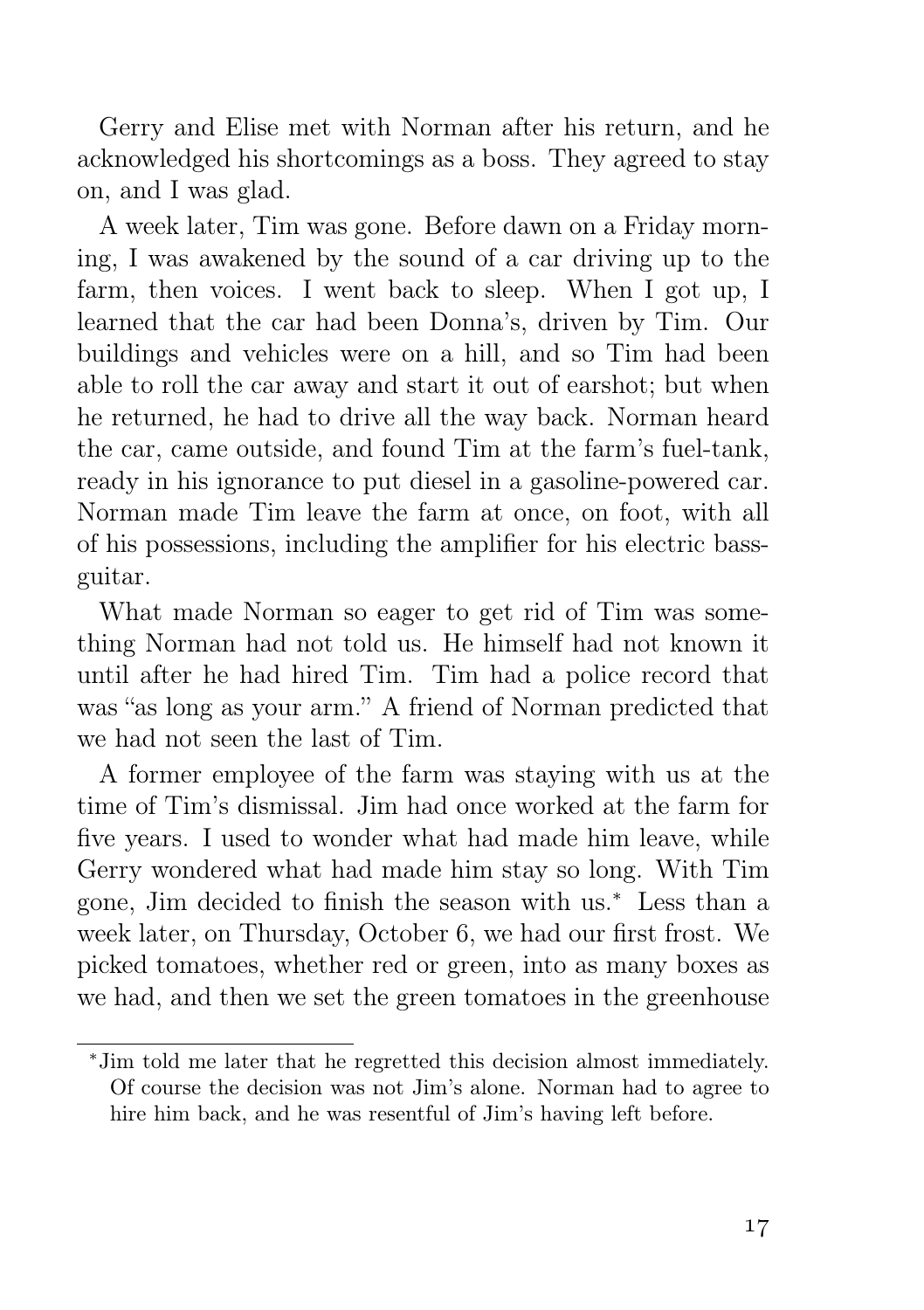Gerry and Elise met with Norman after his return, and he acknowledged his shortcomings as a boss. They agreed to stay on, and I was glad.

A week later, Tim was gone. Before dawn on a Friday morning, I was awakened by the sound of a car driving up to the farm, then voices. I went back to sleep. When I got up, I learned that the car had been Donna's, driven by Tim. Our buildings and vehicles were on a hill, and so Tim had been able to roll the car away and start it out of earshot; but when he returned, he had to drive all the way back. Norman heard the car, came outside, and found Tim at the farm's fuel-tank, ready in his ignorance to put diesel in a gasoline-powered car. Norman made Tim leave the farm at once, on foot, with all of his possessions, including the amplifier for his electric bass-guitar.

What made Norman so eager to get rid of Tim was something Norman had not told us. He himself had not known it until after he had hired Tim. Tim had a police record that was "as long as your arm." A friend of Norman predicted that we had not seen the last of Tim.

A former employee of the farm was staying with us at the time of Tim's dismissal. Jim had once worked at the farm for five years. I used to wonder what had made him leave, while Gerry wondered what had made him stay so long. With Tim gone, Jim decided to finish the season with us.* Less than a week later, on Thursday, October 6, we had our first frost. We picked tomatoes, whether red or green, into as many boxes as we had, and then we set the green tomatoes in the greenhouse

*Jim told me later that he regretted this decision almost immediately. Of course the decision was not Jim's alone. Norman had to agree to hire him back, and he was resentful of Jim's having left before.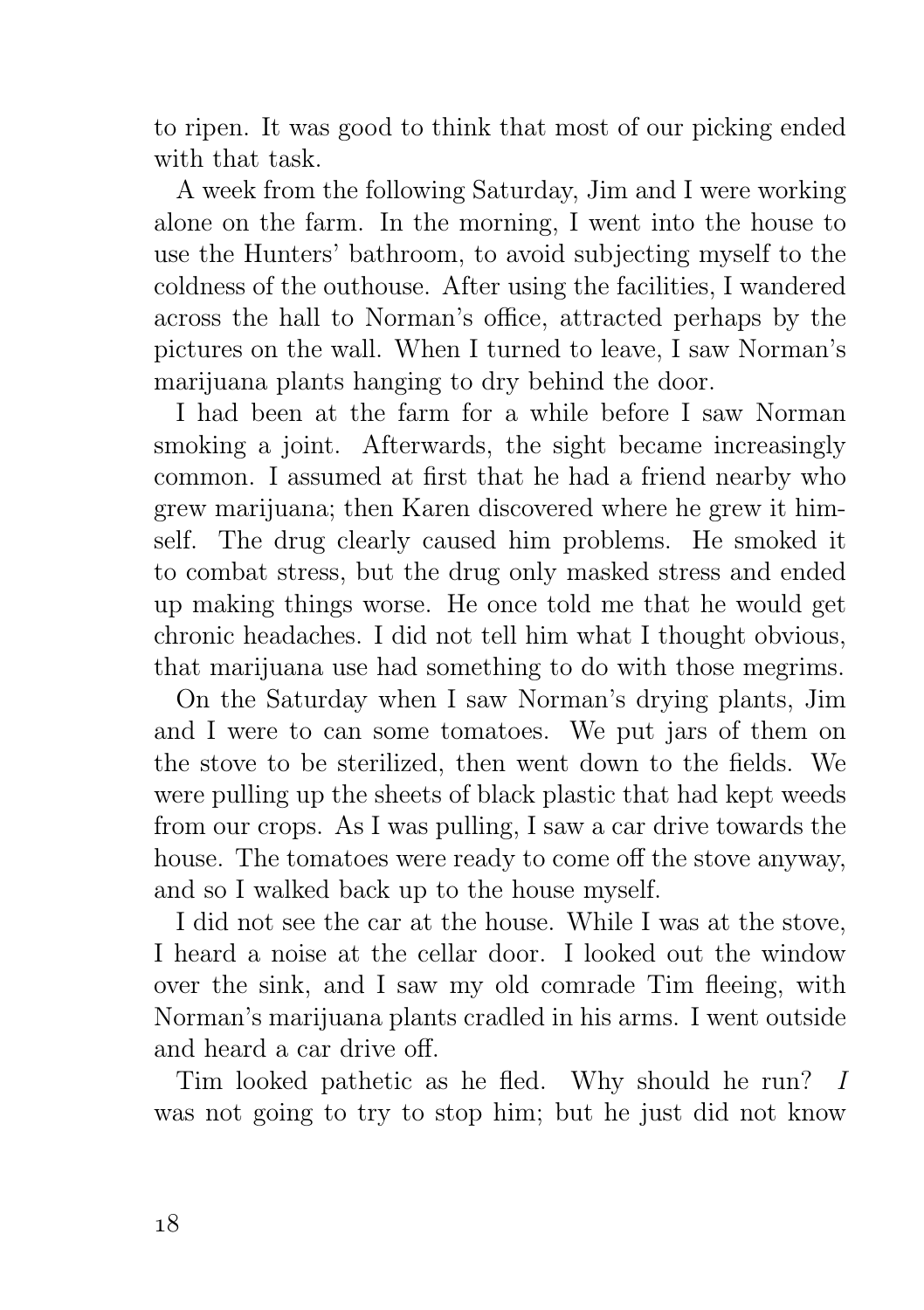to ripen. It was good to think that most of our picking ended with that task.

A week from the following Saturday, Jim and I were working alone on the farm. In the morning, I went into the house to use the Hunters' bathroom, to avoid subjecting myself to the coldness of the outhouse. After using the facilities, I wandered across the hall to Norman's office, attracted perhaps by the pictures on the wall. When I turned to leave, I saw Norman's marijuana plants hanging to dry behind the door.

I had been at the farm for a while before I saw Norman smoking a joint. Afterwards, the sight became increasingly common. I assumed at first that he had a friend nearby who grew marijuana; then Karen discovered where he grew it himself. The drug clearly caused him problems. He smoked it to combat stress, but the drug only masked stress and ended up making things worse. He once told me that he would get chronic headaches. I did not tell him what I thought obvious, that marijuana use had something to do with those megrims.

On the Saturday when I saw Norman's drying plants, Jim and I were to can some tomatoes. We put jars of them on the stove to be sterilized, then went down to the fields. We were pulling up the sheets of black plastic that had kept weeds from our crops. As I was pulling, I saw a car drive towards the house. The tomatoes were ready to come off the stove anyway, and so I walked back up to the house myself.

I did not see the car at the house. While I was at the stove, I heard a noise at the cellar door. I looked out the window over the sink, and I saw my old comrade Tim fleeing, with Norman's marijuana plants cradled in his arms. I went outside and heard a car drive off.

Tim looked pathetic as he fled. Why should he run? *I* was not going to try to stop him; but he just did not know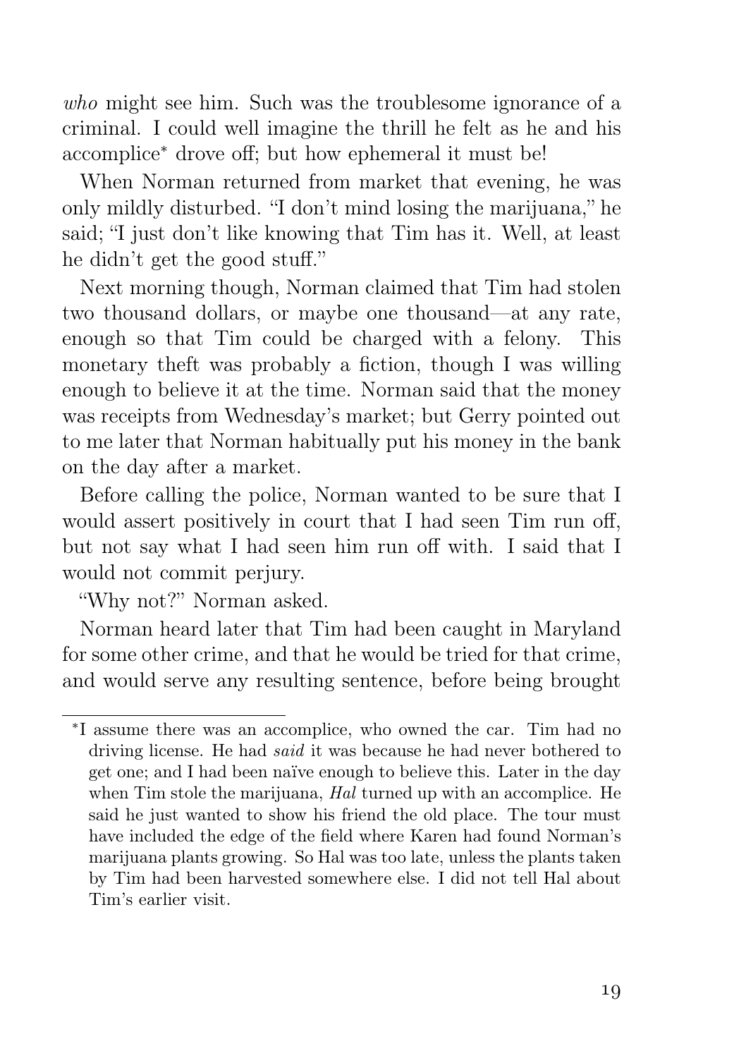*who* might see him. Such was the troublesome ignorance of a criminal. I could well imagine the thrill he felt as he and his accomplice* drove off; but how ephemeral it must be!

When Norman returned from market that evening, he was only mildly disturbed. "I don't mind losing the marijuana," he said; "I just don't like knowing that Tim has it. Well, at least he didn't get the good stuff."

Next morning though, Norman claimed that Tim had stolen two thousand dollars, or maybe one thousand—at any rate, enough so that Tim could be charged with a felony. This monetary theft was probably a fiction, though I was willing enough to believe it at the time. Norman said that the money was receipts from Wednesday's market; but Gerry pointed out to me later that Norman habitually put his money in the bank on the day after a market.

Before calling the police, Norman wanted to be sure that I would assert positively in court that I had seen Tim run off, but not say what I had seen him run off with. I said that I would not commit perjury.

"Why not?" Norman asked.

Norman heard later that Tim had been caught in Maryland for some other crime, and that he would be tried for that crime, and would serve any resulting sentence, before being brought

---

*I assume there was an accomplice, who owned the car. Tim had no driving license. He had *said* it was because he had never bothered to get one; and I had been naïve enough to believe this. Later in the day when Tim stole the marijuana, *Hal* turned up with an accomplice. He said he just wanted to show his friend the old place. The tour must have included the edge of the field where Karen had found Norman's marijuana plants growing. So Hal was too late, unless the plants taken by Tim had been harvested somewhere else. I did not tell Hal about Tim's earlier visit.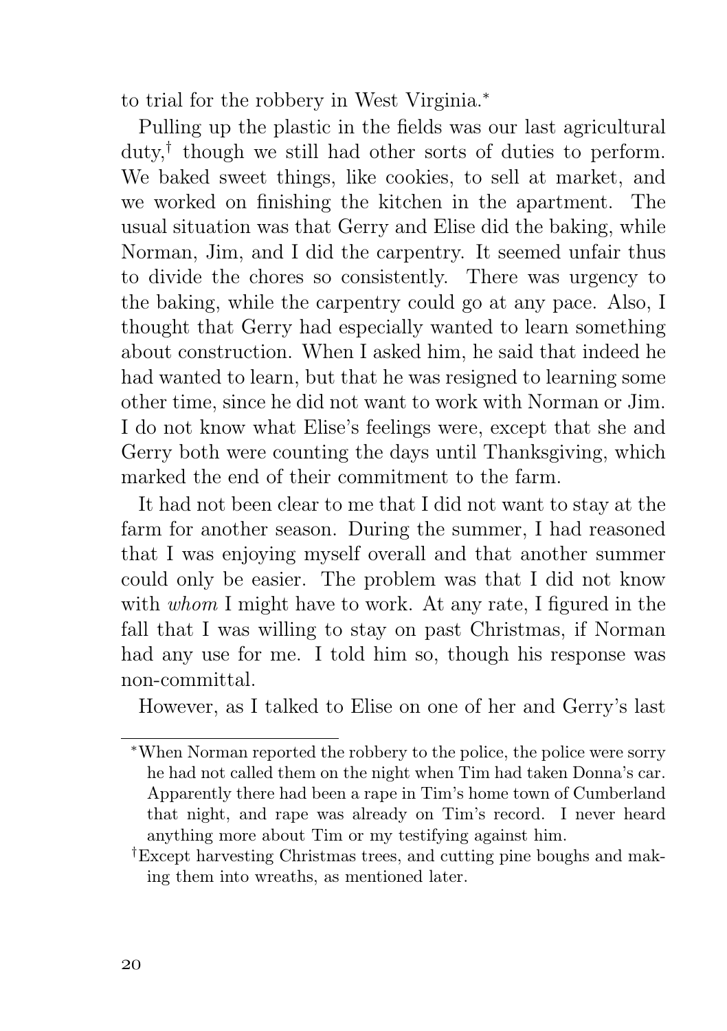to trial for the robbery in West Virginia.*

Pulling up the plastic in the fields was our last agricultural duty,† though we still had other sorts of duties to perform. We baked sweet things, like cookies, to sell at market, and we worked on finishing the kitchen in the apartment. The usual situation was that Gerry and Elise did the baking, while Norman, Jim, and I did the carpentry. It seemed unfair thus to divide the chores so consistently. There was urgency to the baking, while the carpentry could go at any pace. Also, I thought that Gerry had especially wanted to learn something about construction. When I asked him, he said that indeed he had wanted to learn, but that he was resigned to learning some other time, since he did not want to work with Norman or Jim. I do not know what Elise's feelings were, except that she and Gerry both were counting the days until Thanksgiving, which marked the end of their commitment to the farm.

It had not been clear to me that I did not want to stay at the farm for another season. During the summer, I had reasoned that I was enjoying myself overall and that another summer could only be easier. The problem was that I did not know with *whom* I might have to work. At any rate, I figured in the fall that I was willing to stay on past Christmas, if Norman had any use for me. I told him so, though his response was non-committal.

However, as I talked to Elise on one of her and Gerry's last

---

*When Norman reported the robbery to the police, the police were sorry he had not called them on the night when Tim had taken Donna's car. Apparently there had been a rape in Tim's home town of Cumberland that night, and rape was already on Tim's record. I never heard anything more about Tim or my testifying against him.

†Except harvesting Christmas trees, and cutting pine boughs and making them into wreaths, as mentioned later.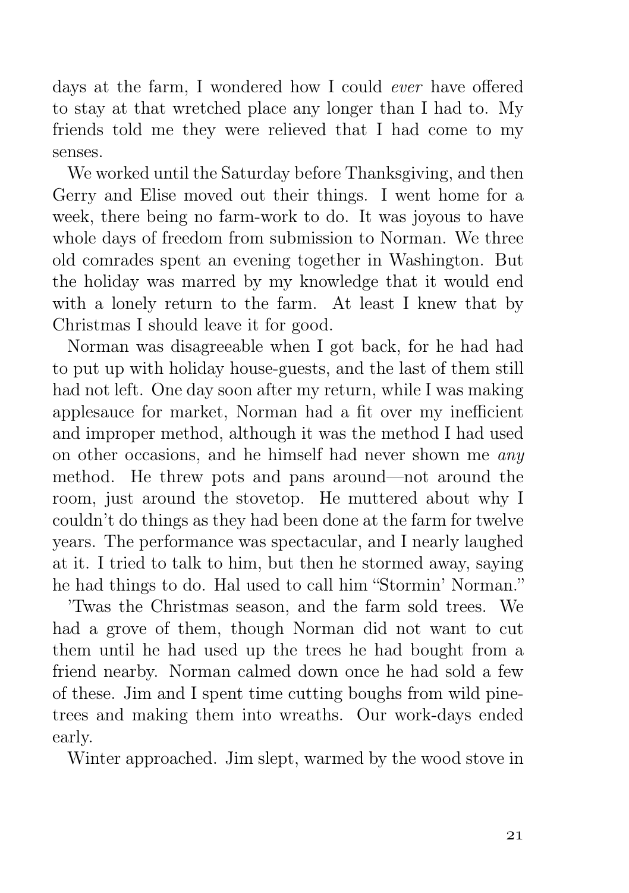days at the farm, I wondered how I could *ever* have offered to stay at that wretched place any longer than I had to. My friends told me they were relieved that I had come to my senses.

We worked until the Saturday before Thanksgiving, and then Gerry and Elise moved out their things. I went home for a week, there being no farm-work to do. It was joyous to have whole days of freedom from submission to Norman. We three old comrades spent an evening together in Washington. But the holiday was marred by my knowledge that it would end with a lonely return to the farm. At least I knew that by Christmas I should leave it for good.

Norman was disagreeable when I got back, for he had had to put up with holiday house-guests, and the last of them still had not left. One day soon after my return, while I was making applesauce for market, Norman had a fit over my inefficient and improper method, although it was the method I had used on other occasions, and he himself had never shown me *any* method. He threw pots and pans around—not around the room, just around the stovetop. He muttered about why I couldn't do things as they had been done at the farm for twelve years. The performance was spectacular, and I nearly laughed at it. I tried to talk to him, but then he stormed away, saying he had things to do. Hal used to call him "Stormin' Norman."

'Twas the Christmas season, and the farm sold trees. We had a grove of them, though Norman did not want to cut them until he had used up the trees he had bought from a friend nearby. Norman calmed down once he had sold a few of these. Jim and I spent time cutting boughs from wild pine-trees and making them into wreaths. Our work-days ended early.

Winter approached. Jim slept, warmed by the wood stove in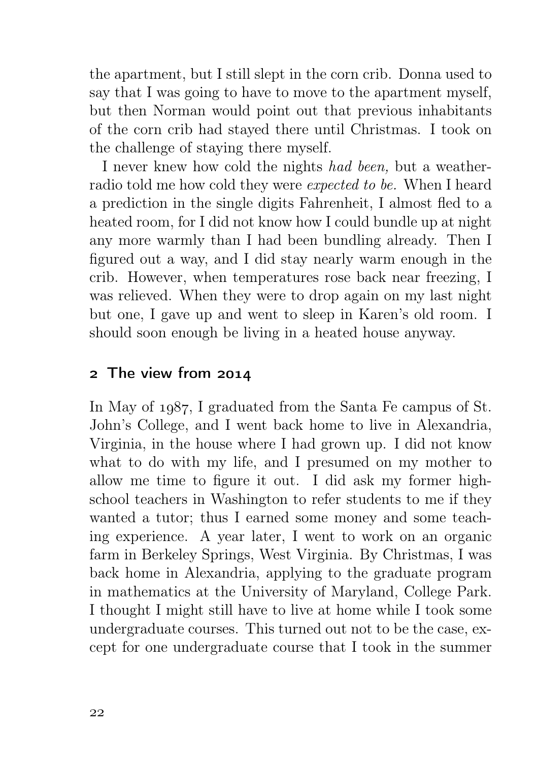the apartment, but I still slept in the corn crib. Donna used to say that I was going to have to move to the apartment myself, but then Norman would point out that previous inhabitants of the corn crib had stayed there until Christmas. I took on the challenge of staying there myself.

I never knew how cold the nights *had been,* but a weather-radio told me how cold they were *expected to be.* When I heard a prediction in the single digits Fahrenheit, I almost fled to a heated room, for I did not know how I could bundle up at night any more warmly than I had been bundling already. Then I figured out a way, and I did stay nearly warm enough in the crib. However, when temperatures rose back near freezing, I was relieved. When they were to drop again on my last night but one, I gave up and went to sleep in Karen's old room. I should soon enough be living in a heated house anyway.

## 2 The view from 2014

In May of 1987, I graduated from the Santa Fe campus of St. John's College, and I went back home to live in Alexandria, Virginia, in the house where I had grown up. I did not know what to do with my life, and I presumed on my mother to allow me time to figure it out. I did ask my former high-school teachers in Washington to refer students to me if they wanted a tutor; thus I earned some money and some teaching experience. A year later, I went to work on an organic farm in Berkeley Springs, West Virginia. By Christmas, I was back home in Alexandria, applying to the graduate program in mathematics at the University of Maryland, College Park. I thought I might still have to live at home while I took some undergraduate courses. This turned out not to be the case, except for one undergraduate course that I took in the summer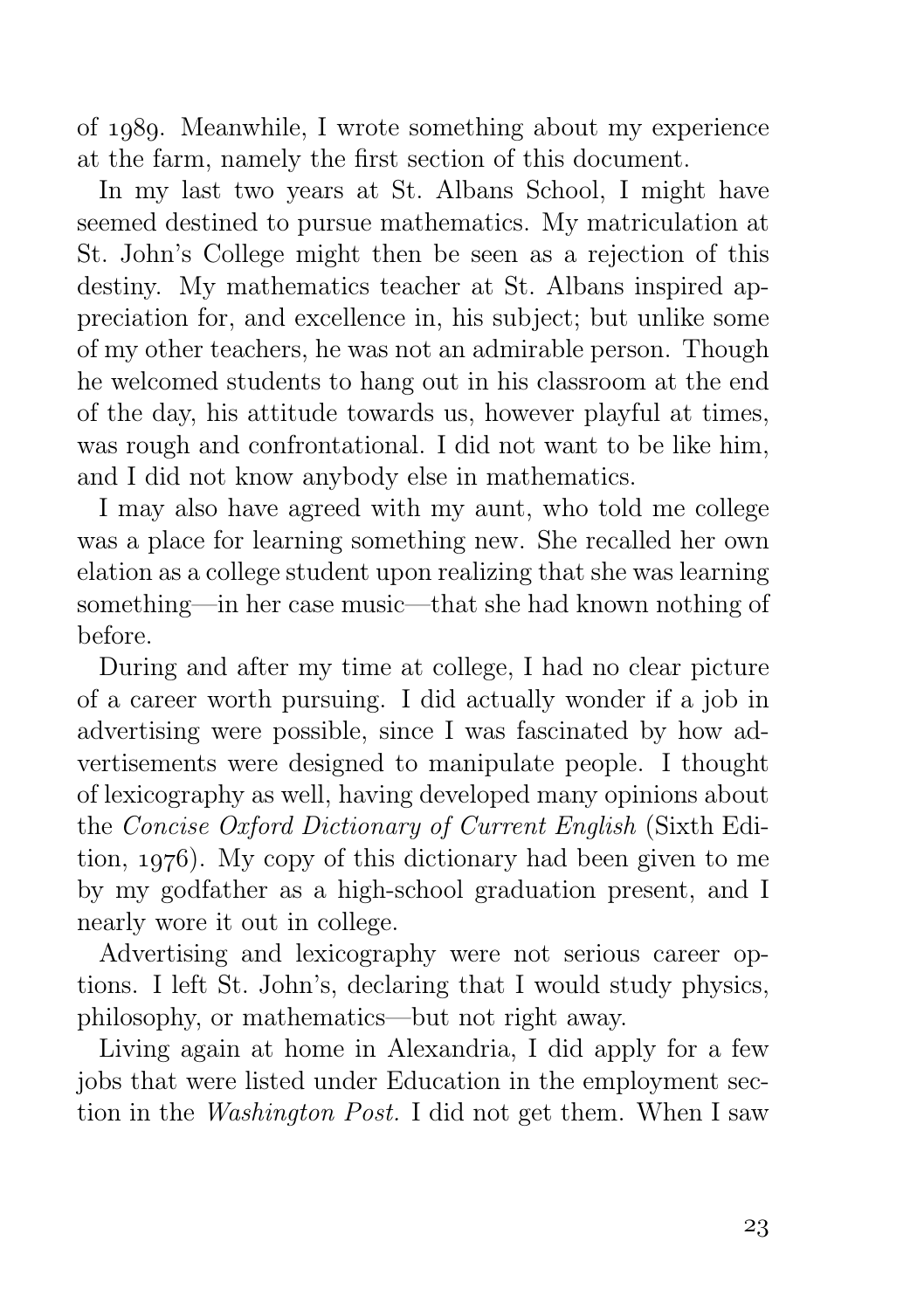of 1989. Meanwhile, I wrote something about my experience at the farm, namely the first section of this document.

In my last two years at St. Albans School, I might have seemed destined to pursue mathematics. My matriculation at St. John's College might then be seen as a rejection of this destiny. My mathematics teacher at St. Albans inspired appreciation for, and excellence in, his subject; but unlike some of my other teachers, he was not an admirable person. Though he welcomed students to hang out in his classroom at the end of the day, his attitude towards us, however playful at times, was rough and confrontational. I did not want to be like him, and I did not know anybody else in mathematics.

I may also have agreed with my aunt, who told me college was a place for learning something new. She recalled her own elation as a college student upon realizing that she was learning something—in her case music—that she had known nothing of before.

During and after my time at college, I had no clear picture of a career worth pursuing. I did actually wonder if a job in advertising were possible, since I was fascinated by how advertisements were designed to manipulate people. I thought of lexicography as well, having developed many opinions about the *Concise Oxford Dictionary of Current English* (Sixth Edition, 1976). My copy of this dictionary had been given to me by my godfather as a high-school graduation present, and I nearly wore it out in college.

Advertising and lexicography were not serious career options. I left St. John's, declaring that I would study physics, philosophy, or mathematics—but not right away.

Living again at home in Alexandria, I did apply for a few jobs that were listed under Education in the employment section in the *Washington Post.* I did not get them. When I saw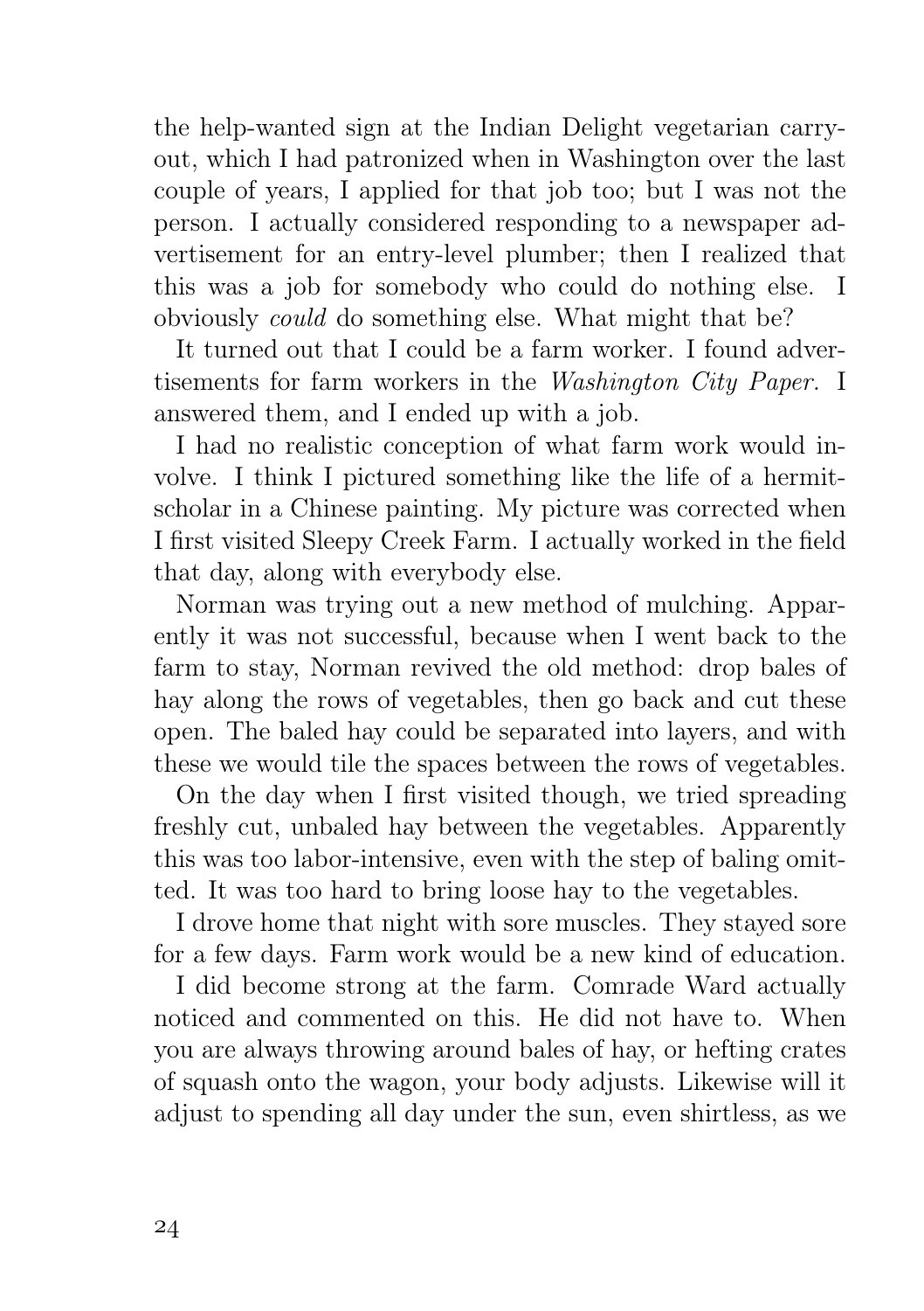the help-wanted sign at the Indian Delight vegetarian carry-out, which I had patronized when in Washington over the last couple of years, I applied for that job too; but I was not the person. I actually considered responding to a newspaper advertisement for an entry-level plumber; then I realized that this was a job for somebody who could do nothing else. I obviously *could* do something else. What might that be?

It turned out that I could be a farm worker. I found advertisements for farm workers in the *Washington City Paper.* I answered them, and I ended up with a job.

I had no realistic conception of what farm work would involve. I think I pictured something like the life of a hermit-scholar in a Chinese painting. My picture was corrected when I first visited Sleepy Creek Farm. I actually worked in the field that day, along with everybody else.

Norman was trying out a new method of mulching. Apparently it was not successful, because when I went back to the farm to stay, Norman revived the old method: drop bales of hay along the rows of vegetables, then go back and cut these open. The baled hay could be separated into layers, and with these we would tile the spaces between the rows of vegetables.

On the day when I first visited though, we tried spreading freshly cut, unbaled hay between the vegetables. Apparently this was too labor-intensive, even with the step of baling omitted. It was too hard to bring loose hay to the vegetables.

I drove home that night with sore muscles. They stayed sore for a few days. Farm work would be a new kind of education.

I did become strong at the farm. Comrade Ward actually noticed and commented on this. He did not have to. When you are always throwing around bales of hay, or hefting crates of squash onto the wagon, your body adjusts. Likewise will it adjust to spending all day under the sun, even shirtless, as we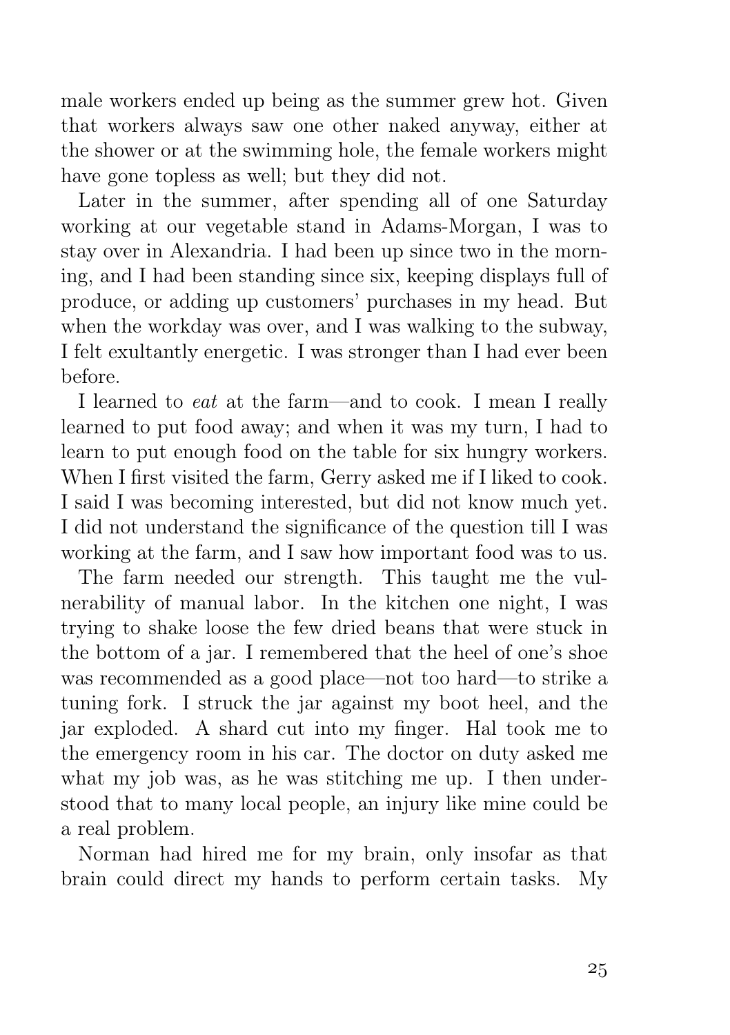male workers ended up being as the summer grew hot. Given that workers always saw one other naked anyway, either at the shower or at the swimming hole, the female workers might have gone topless as well; but they did not.

Later in the summer, after spending all of one Saturday working at our vegetable stand in Adams-Morgan, I was to stay over in Alexandria. I had been up since two in the morning, and I had been standing since six, keeping displays full of produce, or adding up customers' purchases in my head. But when the workday was over, and I was walking to the subway, I felt exultantly energetic. I was stronger than I had ever been before.

I learned to *eat* at the farm—and to cook. I mean I really learned to put food away; and when it was my turn, I had to learn to put enough food on the table for six hungry workers. When I first visited the farm, Gerry asked me if I liked to cook. I said I was becoming interested, but did not know much yet. I did not understand the significance of the question till I was working at the farm, and I saw how important food was to us.

The farm needed our strength. This taught me the vulnerability of manual labor. In the kitchen one night, I was trying to shake loose the few dried beans that were stuck in the bottom of a jar. I remembered that the heel of one's shoe was recommended as a good place—not too hard—to strike a tuning fork. I struck the jar against my boot heel, and the jar exploded. A shard cut into my finger. Hal took me to the emergency room in his car. The doctor on duty asked me what my job was, as he was stitching me up. I then understood that to many local people, an injury like mine could be a real problem.

Norman had hired me for my brain, only insofar as that brain could direct my hands to perform certain tasks. My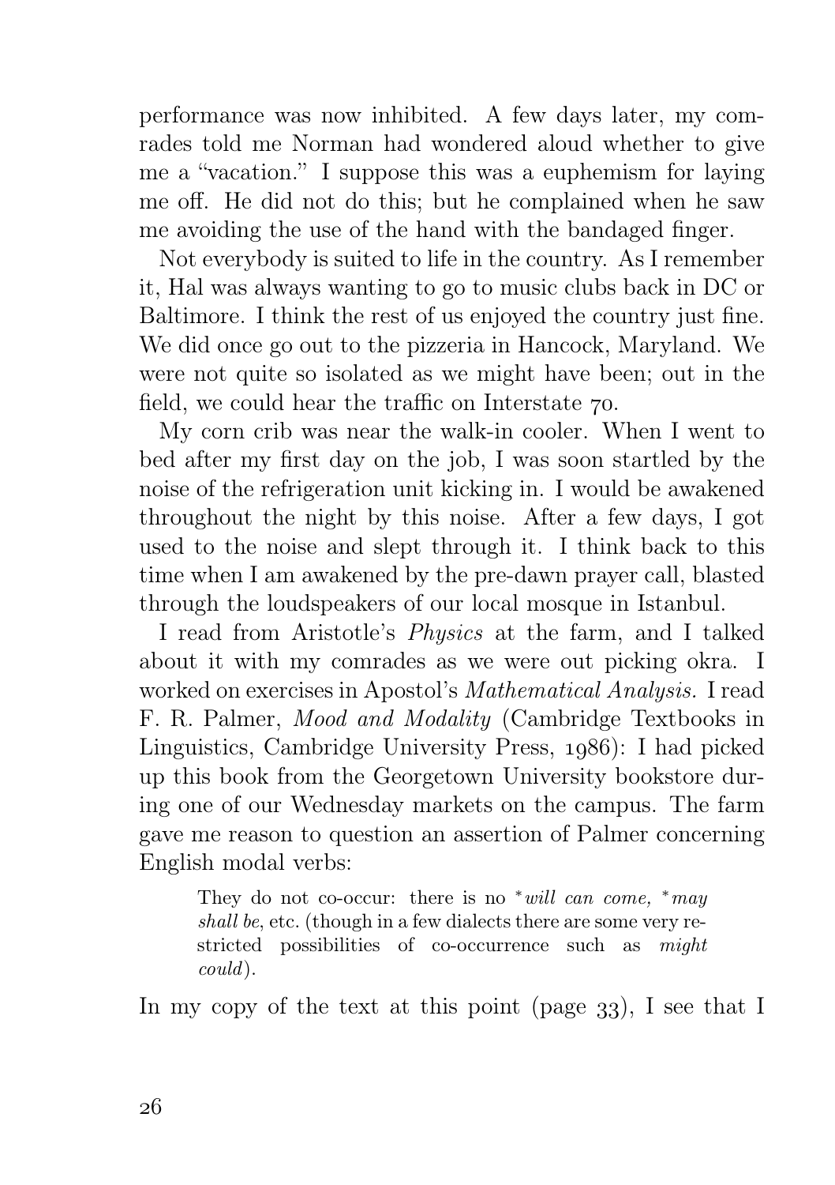performance was now inhibited. A few days later, my comrades told me Norman had wondered aloud whether to give me a "vacation." I suppose this was a euphemism for laying me off. He did not do this; but he complained when he saw me avoiding the use of the hand with the bandaged finger.

Not everybody is suited to life in the country. As I remember it, Hal was always wanting to go to music clubs back in DC or Baltimore. I think the rest of us enjoyed the country just fine. We did once go out to the pizzeria in Hancock, Maryland. We were not quite so isolated as we might have been; out in the field, we could hear the traffic on Interstate 70.

My corn crib was near the walk-in cooler. When I went to bed after my first day on the job, I was soon startled by the noise of the refrigeration unit kicking in. I would be awakened throughout the night by this noise. After a few days, I got used to the noise and slept through it. I think back to this time when I am awakened by the pre-dawn prayer call, blasted through the loudspeakers of our local mosque in Istanbul.

I read from Aristotle's *Physics* at the farm, and I talked about it with my comrades as we were out picking okra. I worked on exercises in Apostol's *Mathematical Analysis.* I read F. R. Palmer, *Mood and Modality* (Cambridge Textbooks in Linguistics, Cambridge University Press, 1986): I had picked up this book from the Georgetown University bookstore during one of our Wednesday markets on the campus. The farm gave me reason to question an assertion of Palmer concerning English modal verbs:

> They do not co-occur: there is no \**will can come,* \**may shall be*, etc. (though in a few dialects there are some very restricted possibilities of co-occurrence such as *might could*).

In my copy of the text at this point (page 33), I see that I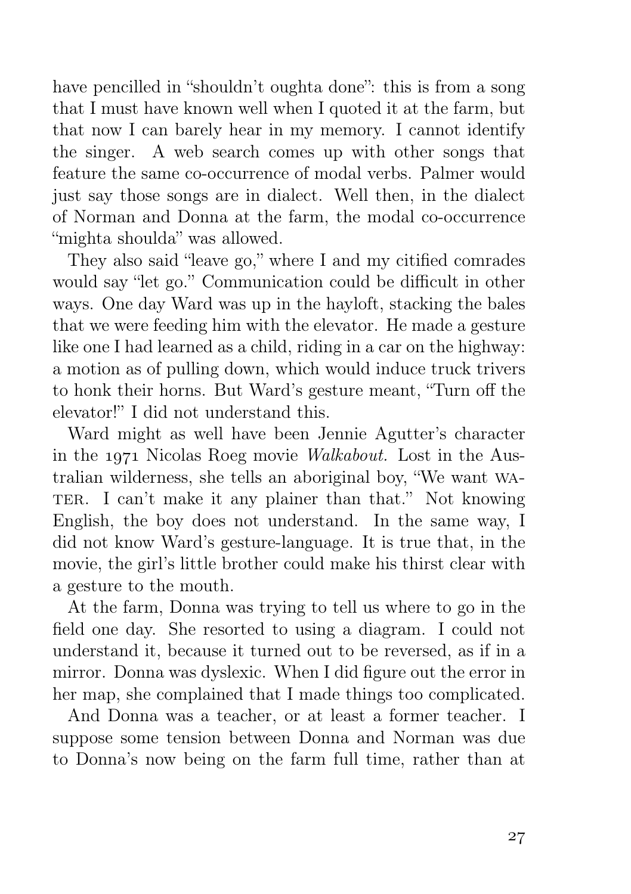have pencilled in "shouldn't oughta done": this is from a song that I must have known well when I quoted it at the farm, but that now I can barely hear in my memory. I cannot identify the singer. A web search comes up with other songs that feature the same co-occurrence of modal verbs. Palmer would just say those songs are in dialect. Well then, in the dialect of Norman and Donna at the farm, the modal co-occurrence "mighta shoulda" was allowed.

They also said "leave go," where I and my citified comrades would say "let go." Communication could be difficult in other ways. One day Ward was up in the hayloft, stacking the bales that we were feeding him with the elevator. He made a gesture like one I had learned as a child, riding in a car on the highway: a motion as of pulling down, which would induce truck trivers to honk their horns. But Ward's gesture meant, "Turn off the elevator!" I did not understand this.

Ward might as well have been Jennie Agutter's character in the 1971 Nicolas Roeg movie *Walkabout.* Lost in the Australian wilderness, she tells an aboriginal boy, "We want WATER. I can't make it any plainer than that." Not knowing English, the boy does not understand. In the same way, I did not know Ward's gesture-language. It is true that, in the movie, the girl's little brother could make his thirst clear with a gesture to the mouth.

At the farm, Donna was trying to tell us where to go in the field one day. She resorted to using a diagram. I could not understand it, because it turned out to be reversed, as if in a mirror. Donna was dyslexic. When I did figure out the error in her map, she complained that I made things too complicated.

And Donna was a teacher, or at least a former teacher. I suppose some tension between Donna and Norman was due to Donna's now being on the farm full time, rather than at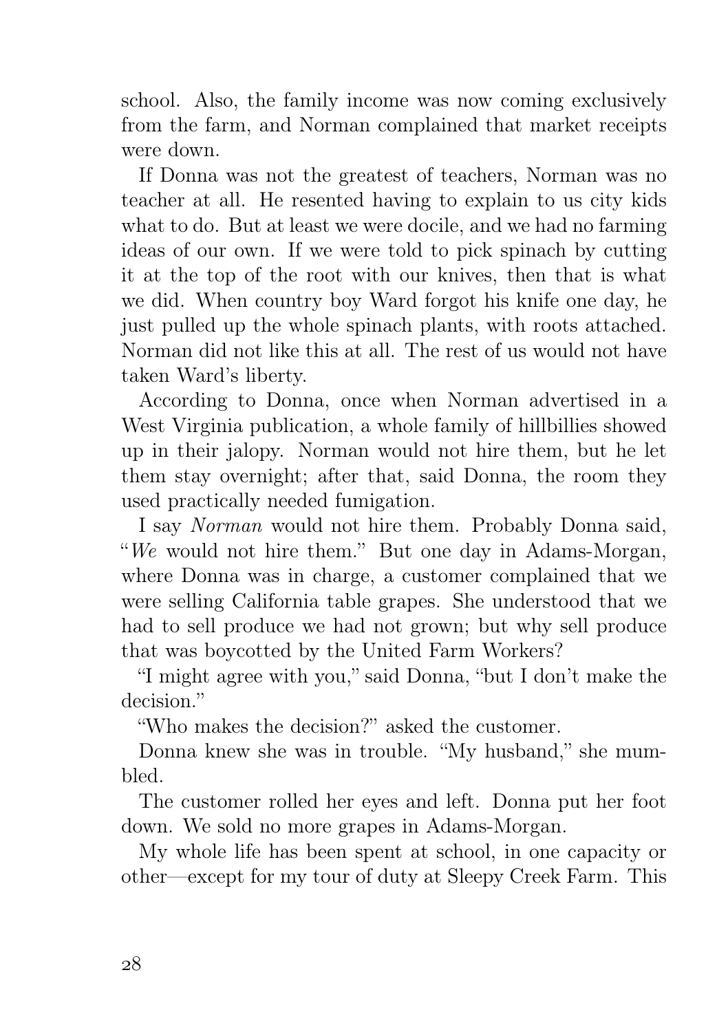school. Also, the family income was now coming exclusively from the farm, and Norman complained that market receipts were down.

If Donna was not the greatest of teachers, Norman was no teacher at all. He resented having to explain to us city kids what to do. But at least we were docile, and we had no farming ideas of our own. If we were told to pick spinach by cutting it at the top of the root with our knives, then that is what we did. When country boy Ward forgot his knife one day, he just pulled up the whole spinach plants, with roots attached. Norman did not like this at all. The rest of us would not have taken Ward's liberty.

According to Donna, once when Norman advertised in a West Virginia publication, a whole family of hillbillies showed up in their jalopy. Norman would not hire them, but he let them stay overnight; after that, said Donna, the room they used practically needed fumigation.

I say *Norman* would not hire them. Probably Donna said, "*We* would not hire them." But one day in Adams-Morgan, where Donna was in charge, a customer complained that we were selling California table grapes. She understood that we had to sell produce we had not grown; but why sell produce that was boycotted by the United Farm Workers?

"I might agree with you," said Donna, "but I don't make the decision."

"Who makes the decision?" asked the customer.

Donna knew she was in trouble. "My husband," she mumbled.

The customer rolled her eyes and left. Donna put her foot down. We sold no more grapes in Adams-Morgan.

My whole life has been spent at school, in one capacity or other—except for my tour of duty at Sleepy Creek Farm. This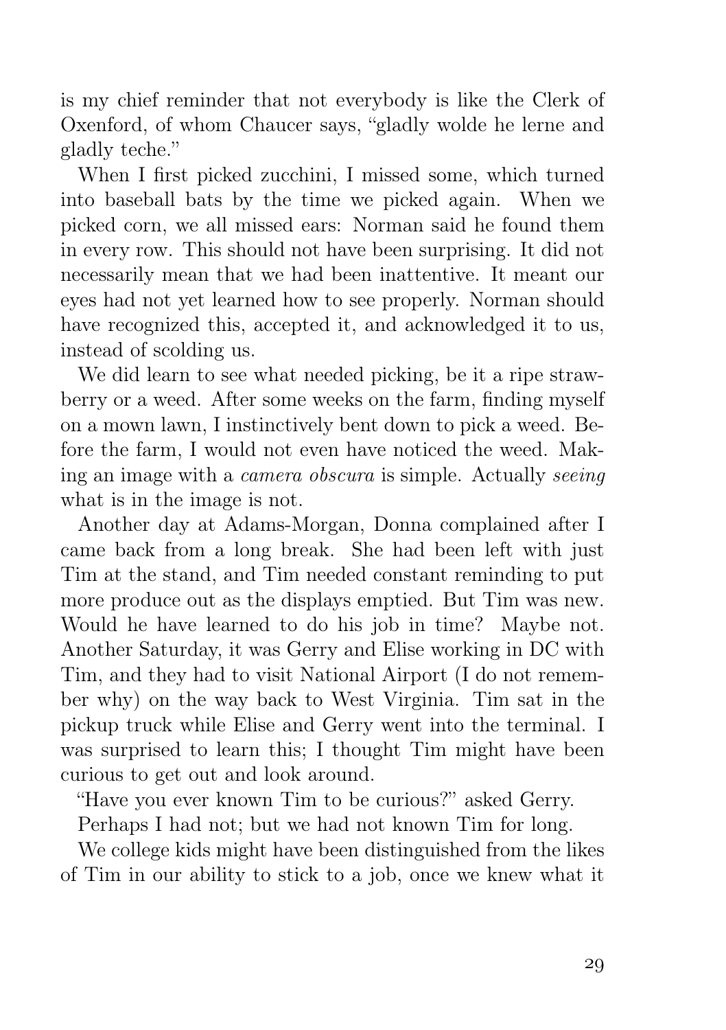is my chief reminder that not everybody is like the Clerk of Oxenford, of whom Chaucer says, "gladly wolde he lerne and gladly teche."

When I first picked zucchini, I missed some, which turned into baseball bats by the time we picked again. When we picked corn, we all missed ears: Norman said he found them in every row. This should not have been surprising. It did not necessarily mean that we had been inattentive. It meant our eyes had not yet learned how to see properly. Norman should have recognized this, accepted it, and acknowledged it to us, instead of scolding us.

We did learn to see what needed picking, be it a ripe strawberry or a weed. After some weeks on the farm, finding myself on a mown lawn, I instinctively bent down to pick a weed. Before the farm, I would not even have noticed the weed. Making an image with a *camera obscura* is simple. Actually *seeing* what is in the image is not.

Another day at Adams-Morgan, Donna complained after I came back from a long break. She had been left with just Tim at the stand, and Tim needed constant reminding to put more produce out as the displays emptied. But Tim was new. Would he have learned to do his job in time? Maybe not. Another Saturday, it was Gerry and Elise working in DC with Tim, and they had to visit National Airport (I do not remember why) on the way back to West Virginia. Tim sat in the pickup truck while Elise and Gerry went into the terminal. I was surprised to learn this; I thought Tim might have been curious to get out and look around.

"Have you ever known Tim to be curious?" asked Gerry.

Perhaps I had not; but we had not known Tim for long.

We college kids might have been distinguished from the likes of Tim in our ability to stick to a job, once we knew what it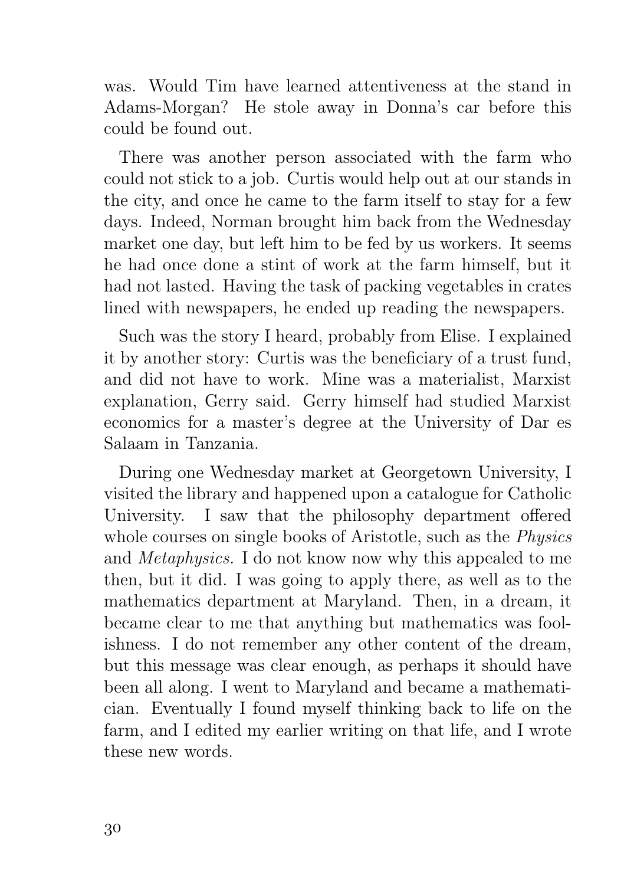was. Would Tim have learned attentiveness at the stand in Adams-Morgan? He stole away in Donna's car before this could be found out.

There was another person associated with the farm who could not stick to a job. Curtis would help out at our stands in the city, and once he came to the farm itself to stay for a few days. Indeed, Norman brought him back from the Wednesday market one day, but left him to be fed by us workers. It seems he had once done a stint of work at the farm himself, but it had not lasted. Having the task of packing vegetables in crates lined with newspapers, he ended up reading the newspapers.

Such was the story I heard, probably from Elise. I explained it by another story: Curtis was the beneficiary of a trust fund, and did not have to work. Mine was a materialist, Marxist explanation, Gerry said. Gerry himself had studied Marxist economics for a master's degree at the University of Dar es Salaam in Tanzania.

During one Wednesday market at Georgetown University, I visited the library and happened upon a catalogue for Catholic University. I saw that the philosophy department offered whole courses on single books of Aristotle, such as the *Physics* and *Metaphysics.* I do not know now why this appealed to me then, but it did. I was going to apply there, as well as to the mathematics department at Maryland. Then, in a dream, it became clear to me that anything but mathematics was foolishness. I do not remember any other content of the dream, but this message was clear enough, as perhaps it should have been all along. I went to Maryland and became a mathematician. Eventually I found myself thinking back to life on the farm, and I edited my earlier writing on that life, and I wrote these new words.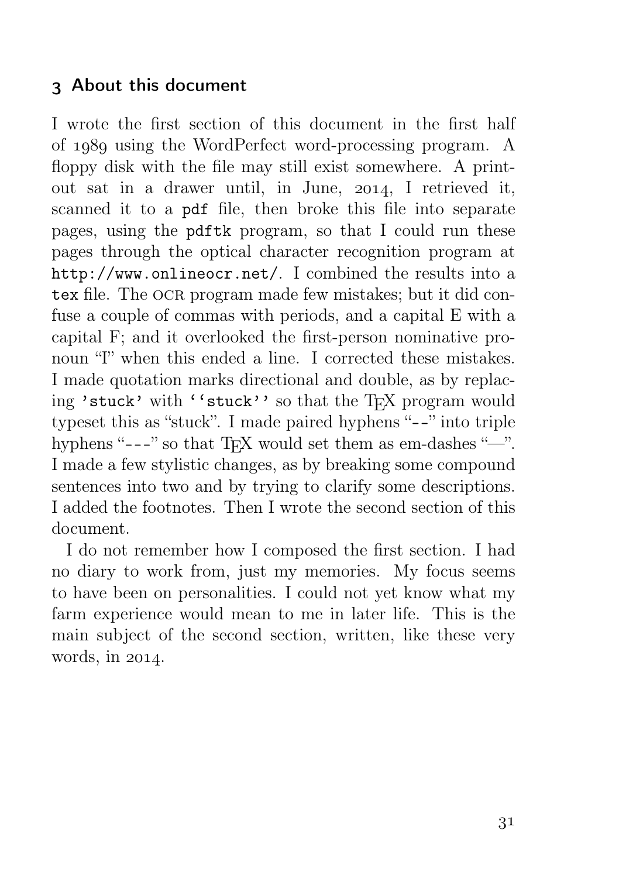## 3 About this document

I wrote the first section of this document in the first half of 1989 using the WordPerfect word-processing program. A floppy disk with the file may still exist somewhere. A printout sat in a drawer until, in June, 2014, I retrieved it, scanned it to a `pdf` file, then broke this file into separate pages, using the `pdftk` program, so that I could run these pages through the optical character recognition program at `http://www.onlineocr.net/`. I combined the results into a `tex` file. The OCR program made few mistakes; but it did confuse a couple of commas with periods, and a capital E with a capital F; and it overlooked the first-person nominative pronoun "I" when this ended a line. I corrected these mistakes. I made quotation marks directional and double, as by replacing `'stuck'` with ``` ``stuck'' ``` so that the TeX program would typeset this as "stuck". I made paired hyphens "`--`" into triple hyphens "`---`" so that TeX would set them as em-dashes "—". I made a few stylistic changes, as by breaking some compound sentences into two and by trying to clarify some descriptions. I added the footnotes. Then I wrote the second section of this document.

I do not remember how I composed the first section. I had no diary to work from, just my memories. My focus seems to have been on personalities. I could not yet know what my farm experience would mean to me in later life. This is the main subject of the second section, written, like these very words, in 2014.